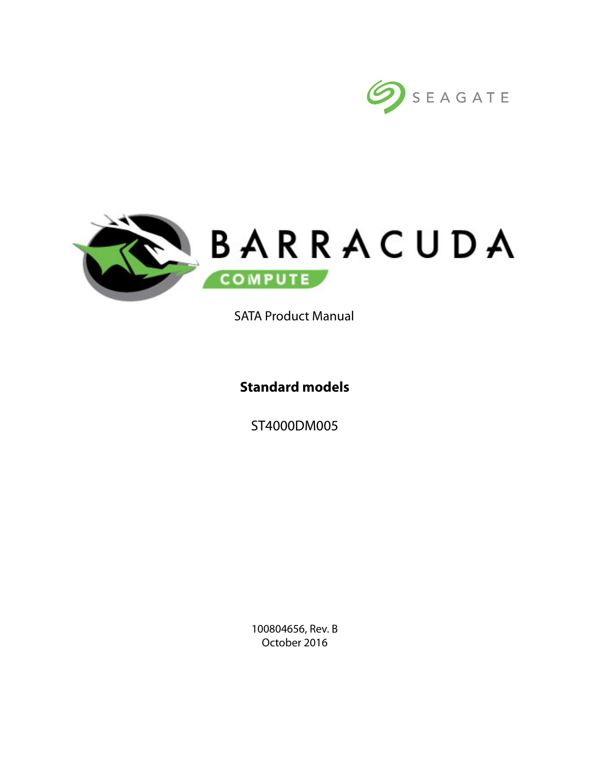SEAGATE

# BARRACUDA COMPUTE

SATA Product Manual

**Standard models**

ST4000DM005

100804656, Rev. B
October 2016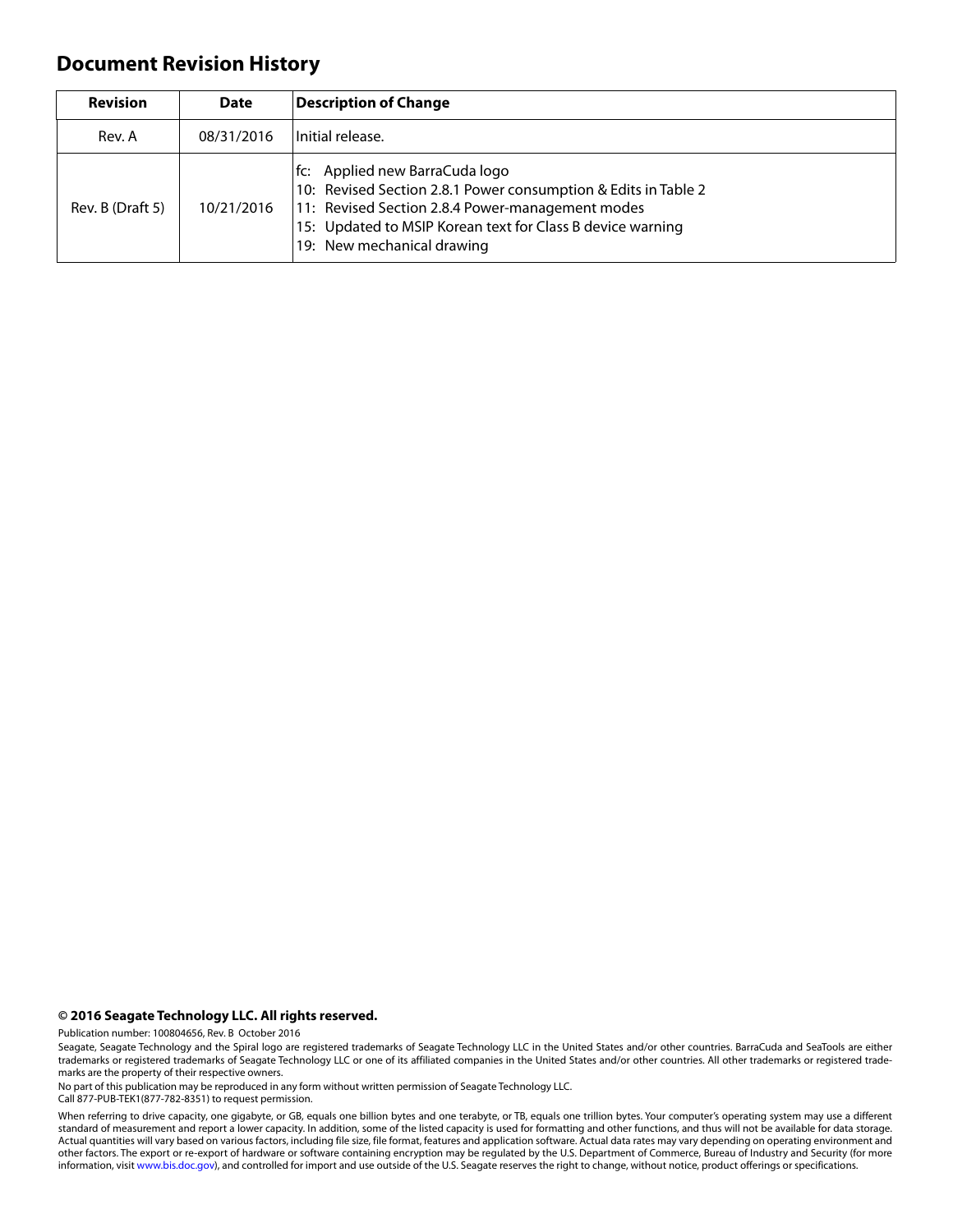# Document Revision History

| Revision | Date | Description of Change |
|---|---|---|
| Rev. A | 08/31/2016 | Initial release. |
| Rev. B (Draft 5) | 10/21/2016 | fc: Applied new BarraCuda logo<br>10: Revised Section 2.8.1 Power consumption & Edits in Table 2<br>11: Revised Section 2.8.4 Power-management modes<br>15: Updated to MSIP Korean text for Class B device warning<br>19: New mechanical drawing |

**© 2016 Seagate Technology LLC. All rights reserved.**

Publication number: 100804656, Rev. B October 2016

Seagate, Seagate Technology and the Spiral logo are registered trademarks of Seagate Technology LLC in the United States and/or other countries. BarraCuda and SeaTools are either trademarks or registered trademarks of Seagate Technology LLC or one of its affiliated companies in the United States and/or other countries. All other trademarks or registered trademarks are the property of their respective owners.

No part of this publication may be reproduced in any form without written permission of Seagate Technology LLC.
Call 877-PUB-TEK1(877-782-8351) to request permission.

When referring to drive capacity, one gigabyte, or GB, equals one billion bytes and one terabyte, or TB, equals one trillion bytes. Your computer's operating system may use a different standard of measurement and report a lower capacity. In addition, some of the listed capacity is used for formatting and other functions, and thus will not be available for data storage. Actual quantities will vary based on various factors, including file size, file format, features and application software. Actual data rates may vary depending on operating environment and other factors. The export or re-export of hardware or software containing encryption may be regulated by the U.S. Department of Commerce, Bureau of Industry and Security (for more information, visit www.bis.doc.gov), and controlled for import and use outside of the U.S. Seagate reserves the right to change, without notice, product offerings or specifications.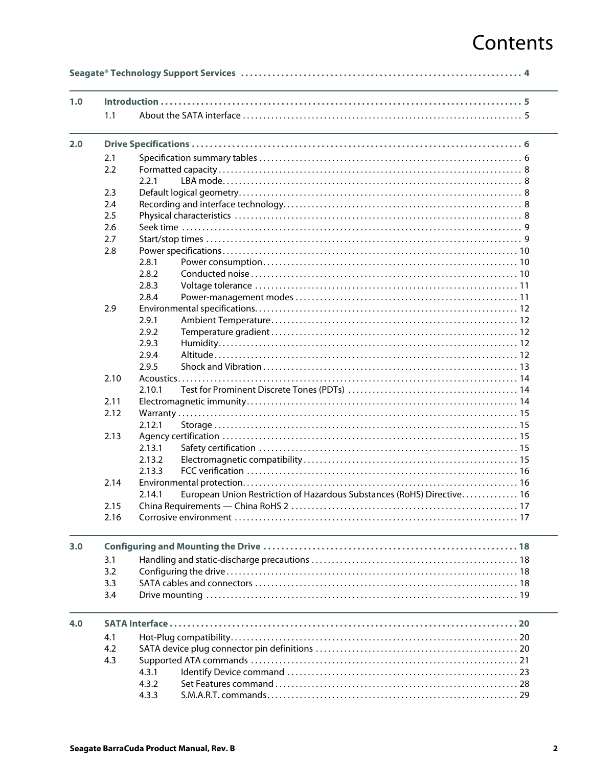# Contents

**Seagate® Technology Support Services** . . . . . 4

| | | | |
|---|---|---|---|
| **1.0** | **Introduction** | | **5** |
| | 1.1 | About the SATA interface | 5 |
| **2.0** | **Drive Specifications** | | **6** |
| | 2.1 | Specification summary tables | 6 |
| | 2.2 | Formatted capacity | 8 |
| | 2.2.1 | LBA mode | 8 |
| | 2.3 | Default logical geometry | 8 |
| | 2.4 | Recording and interface technology | 8 |
| | 2.5 | Physical characteristics | 8 |
| | 2.6 | Seek time | 9 |
| | 2.7 | Start/stop times | 9 |
| | 2.8 | Power specifications | 10 |
| | 2.8.1 | Power consumption | 10 |
| | 2.8.2 | Conducted noise | 10 |
| | 2.8.3 | Voltage tolerance | 11 |
| | 2.8.4 | Power-management modes | 11 |
| | 2.9 | Environmental specifications | 12 |
| | 2.9.1 | Ambient Temperature | 12 |
| | 2.9.2 | Temperature gradient | 12 |
| | 2.9.3 | Humidity | 12 |
| | 2.9.4 | Altitude | 12 |
| | 2.9.5 | Shock and Vibration | 13 |
| | 2.10 | Acoustics | 14 |
| | 2.10.1 | Test for Prominent Discrete Tones (PDTs) | 14 |
| | 2.11 | Electromagnetic immunity | 14 |
| | 2.12 | Warranty | 15 |
| | 2.12.1 | Storage | 15 |
| | 2.13 | Agency certification | 15 |
| | 2.13.1 | Safety certification | 15 |
| | 2.13.2 | Electromagnetic compatibility | 15 |
| | 2.13.3 | FCC verification | 16 |
| | 2.14 | Environmental protection | 16 |
| | 2.14.1 | European Union Restriction of Hazardous Substances (RoHS) Directive | 16 |
| | 2.15 | China Requirements — China RoHS 2 | 17 |
| | 2.16 | Corrosive environment | 17 |
| **3.0** | **Configuring and Mounting the Drive** | | **18** |
| | 3.1 | Handling and static-discharge precautions | 18 |
| | 3.2 | Configuring the drive | 18 |
| | 3.3 | SATA cables and connectors | 18 |
| | 3.4 | Drive mounting | 19 |
| **4.0** | **SATA Interface** | | **20** |
| | 4.1 | Hot-Plug compatibility | 20 |
| | 4.2 | SATA device plug connector pin definitions | 20 |
| | 4.3 | Supported ATA commands | 21 |
| | 4.3.1 | Identify Device command | 23 |
| | 4.3.2 | Set Features command | 28 |
| | 4.3.3 | S.M.A.R.T. commands | 29 |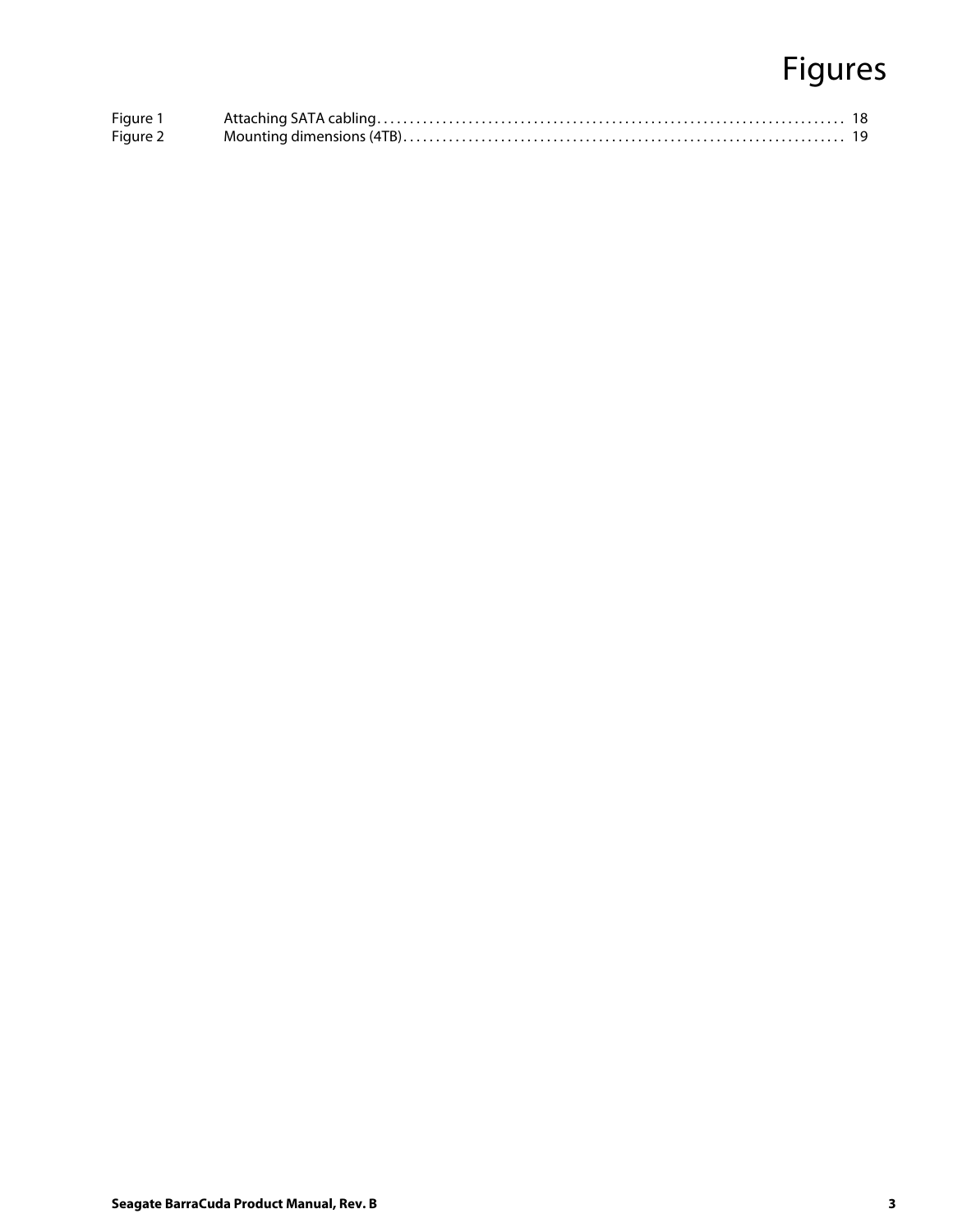# Figures

| | | |
|---|---|---|
| Figure 1 | Attaching SATA cabling | 18 |
| Figure 2 | Mounting dimensions (4TB) | 19 |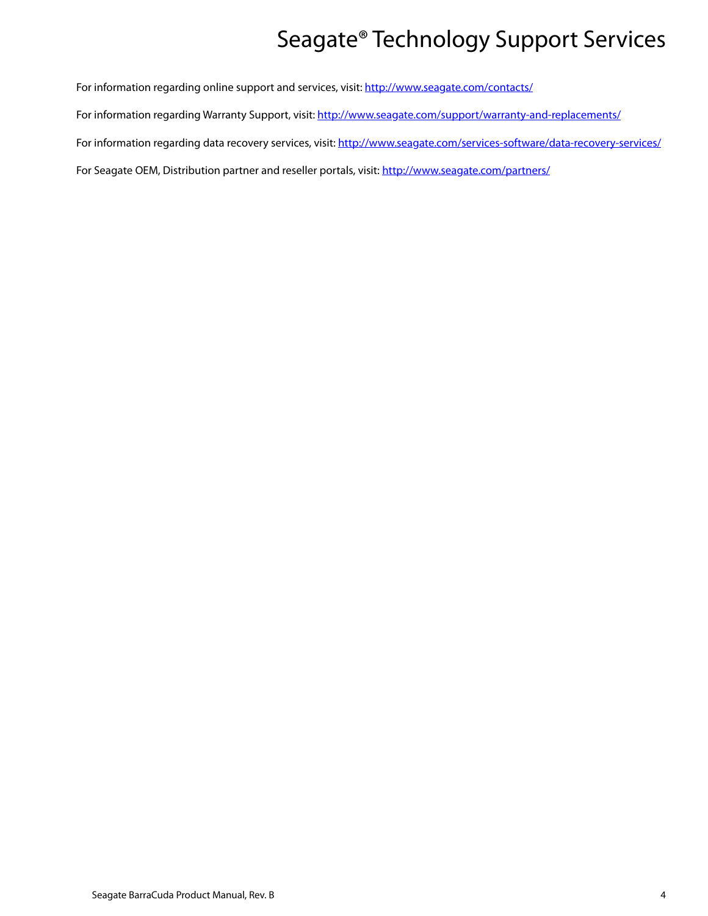# Seagate® Technology Support Services

For information regarding online support and services, visit: http://www.seagate.com/contacts/

For information regarding Warranty Support, visit: http://www.seagate.com/support/warranty-and-replacements/

For information regarding data recovery services, visit: http://www.seagate.com/services-software/data-recovery-services/

For Seagate OEM, Distribution partner and reseller portals, visit: http://www.seagate.com/partners/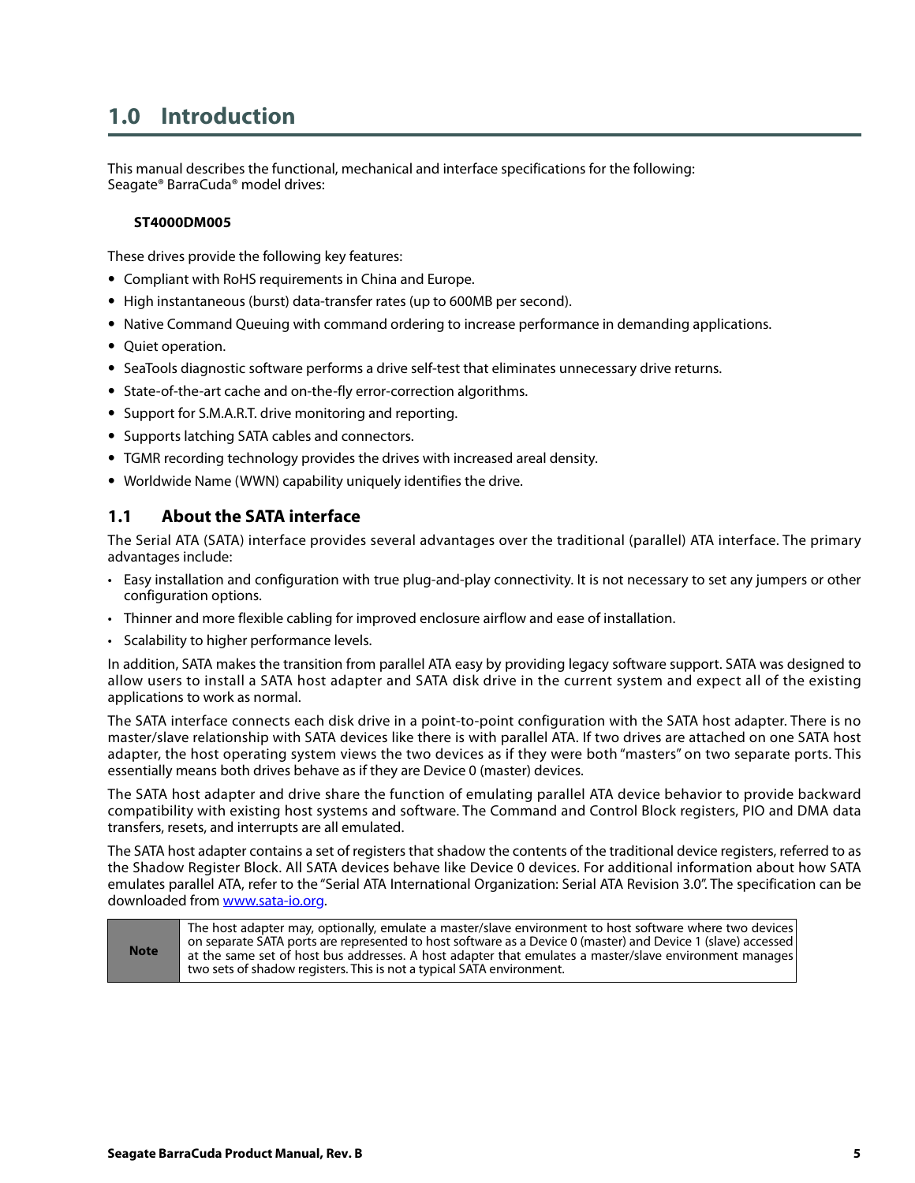# 1.0 Introduction

This manual describes the functional, mechanical and interface specifications for the following:
Seagate® BarraCuda® model drives:

**ST4000DM005**

These drives provide the following key features:

- Compliant with RoHS requirements in China and Europe.
- High instantaneous (burst) data-transfer rates (up to 600MB per second).
- Native Command Queuing with command ordering to increase performance in demanding applications.
- Quiet operation.
- SeaTools diagnostic software performs a drive self-test that eliminates unnecessary drive returns.
- State-of-the-art cache and on-the-fly error-correction algorithms.
- Support for S.M.A.R.T. drive monitoring and reporting.
- Supports latching SATA cables and connectors.
- TGMR recording technology provides the drives with increased areal density.
- Worldwide Name (WWN) capability uniquely identifies the drive.

## 1.1 About the SATA interface

The Serial ATA (SATA) interface provides several advantages over the traditional (parallel) ATA interface. The primary advantages include:

- Easy installation and configuration with true plug-and-play connectivity. It is not necessary to set any jumpers or other configuration options.
- Thinner and more flexible cabling for improved enclosure airflow and ease of installation.
- Scalability to higher performance levels.

In addition, SATA makes the transition from parallel ATA easy by providing legacy software support. SATA was designed to allow users to install a SATA host adapter and SATA disk drive in the current system and expect all of the existing applications to work as normal.

The SATA interface connects each disk drive in a point-to-point configuration with the SATA host adapter. There is no master/slave relationship with SATA devices like there is with parallel ATA. If two drives are attached on one SATA host adapter, the host operating system views the two devices as if they were both "masters" on two separate ports. This essentially means both drives behave as if they are Device 0 (master) devices.

The SATA host adapter and drive share the function of emulating parallel ATA device behavior to provide backward compatibility with existing host systems and software. The Command and Control Block registers, PIO and DMA data transfers, resets, and interrupts are all emulated.

The SATA host adapter contains a set of registers that shadow the contents of the traditional device registers, referred to as the Shadow Register Block. All SATA devices behave like Device 0 devices. For additional information about how SATA emulates parallel ATA, refer to the "Serial ATA International Organization: Serial ATA Revision 3.0". The specification can be downloaded from [www.sata-io.org](http://www.sata-io.org).

| **Note** | The host adapter may, optionally, emulate a master/slave environment to host software where two devices on separate SATA ports are represented to host software as a Device 0 (master) and Device 1 (slave) accessed at the same set of host bus addresses. A host adapter that emulates a master/slave environment manages two sets of shadow registers. This is not a typical SATA environment. |
|---|---|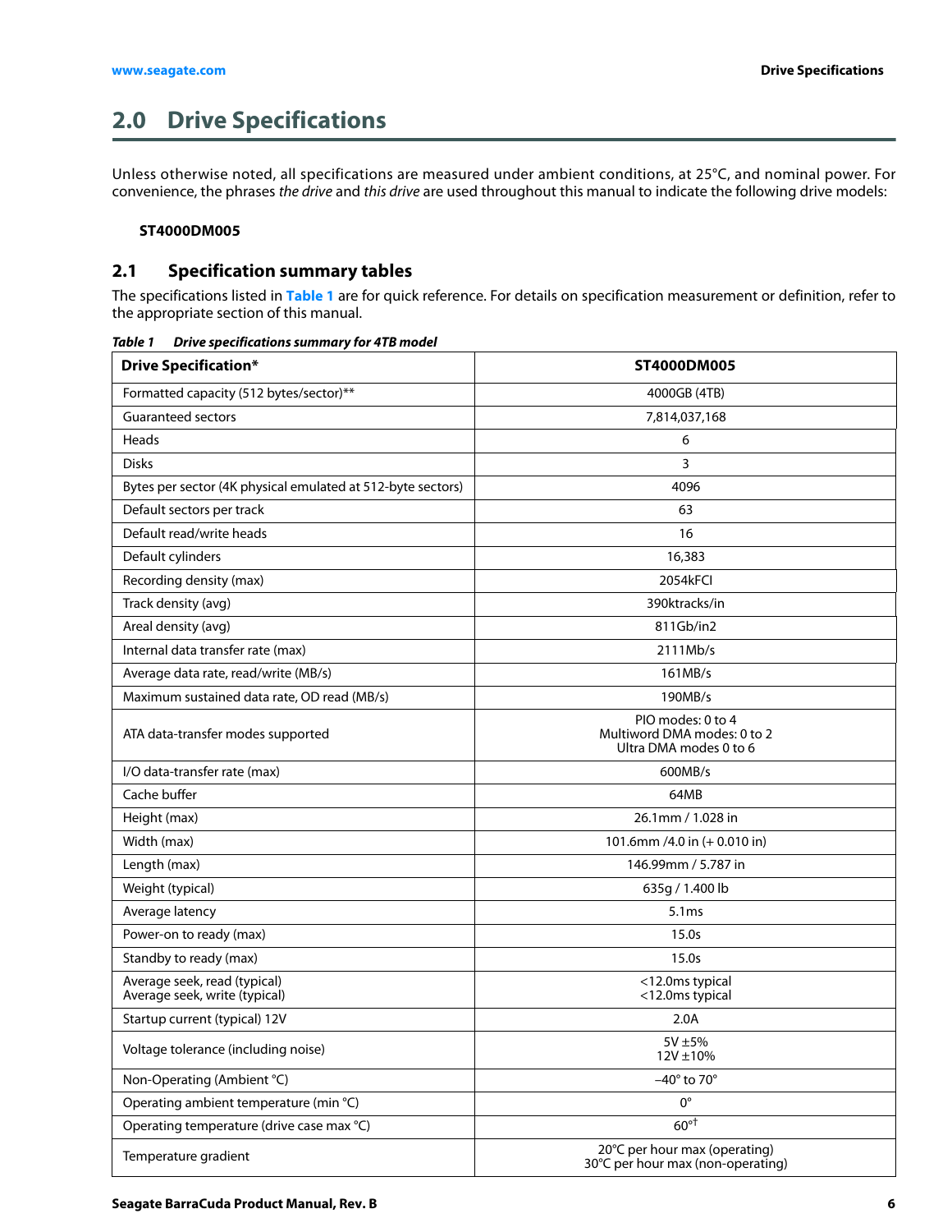# 2.0 Drive Specifications

Unless otherwise noted, all specifications are measured under ambient conditions, at 25°C, and nominal power. For convenience, the phrases *the drive* and *this drive* are used throughout this manual to indicate the following drive models:

**ST4000DM005**

## 2.1 Specification summary tables

The specifications listed in **Table 1** are for quick reference. For details on specification measurement or definition, refer to the appropriate section of this manual.

***Table 1 Drive specifications summary for 4TB model***

| Drive Specification* | ST4000DM005 |
|---|---|
| Formatted capacity (512 bytes/sector)** | 4000GB (4TB) |
| Guaranteed sectors | 7,814,037,168 |
| Heads | 6 |
| Disks | 3 |
| Bytes per sector (4K physical emulated at 512-byte sectors) | 4096 |
| Default sectors per track | 63 |
| Default read/write heads | 16 |
| Default cylinders | 16,383 |
| Recording density (max) | 2054kFCI |
| Track density (avg) | 390ktracks/in |
| Areal density (avg) | 811Gb/in2 |
| Internal data transfer rate (max) | 2111Mb/s |
| Average data rate, read/write (MB/s) | 161MB/s |
| Maximum sustained data rate, OD read (MB/s) | 190MB/s |
| ATA data-transfer modes supported | PIO modes: 0 to 4<br>Multiword DMA modes: 0 to 2<br>Ultra DMA modes 0 to 6 |
| I/O data-transfer rate (max) | 600MB/s |
| Cache buffer | 64MB |
| Height (max) | 26.1mm / 1.028 in |
| Width (max) | 101.6mm /4.0 in (+ 0.010 in) |
| Length (max) | 146.99mm / 5.787 in |
| Weight (typical) | 635g / 1.400 lb |
| Average latency | 5.1ms |
| Power-on to ready (max) | 15.0s |
| Standby to ready (max) | 15.0s |
| Average seek, read (typical)<br>Average seek, write (typical) | <12.0ms typical<br><12.0ms typical |
| Startup current (typical) 12V | 2.0A |
| Voltage tolerance (including noise) | 5V ±5%<br>12V ±10% |
| Non-Operating (Ambient °C) | –40° to 70° |
| Operating ambient temperature (min °C) | 0° |
| Operating temperature (drive case max °C) | 60°† |
| Temperature gradient | 20°C per hour max (operating)<br>30°C per hour max (non-operating) |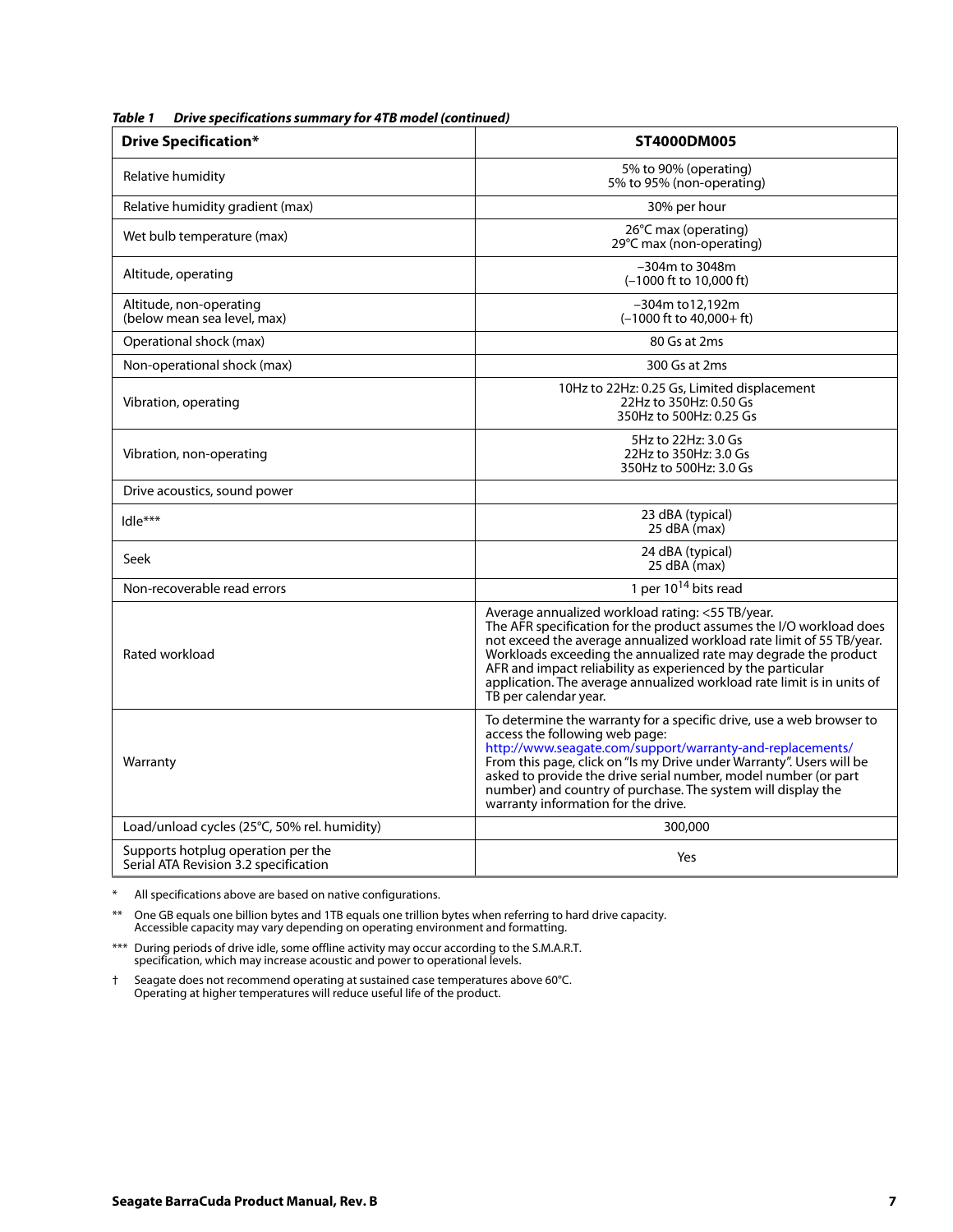*Table 1 Drive specifications summary for 4TB model (continued)*

| Drive Specification* | ST4000DM005 |
|---|---|
| Relative humidity | 5% to 90% (operating)<br>5% to 95% (non-operating) |
| Relative humidity gradient (max) | 30% per hour |
| Wet bulb temperature (max) | 26°C max (operating)<br>29°C max (non-operating) |
| Altitude, operating | –304m to 3048m<br>(–1000 ft to 10,000 ft) |
| Altitude, non-operating<br>(below mean sea level, max) | –304m to12,192m<br>(–1000 ft to 40,000+ ft) |
| Operational shock (max) | 80 Gs at 2ms |
| Non-operational shock (max) | 300 Gs at 2ms |
| Vibration, operating | 10Hz to 22Hz: 0.25 Gs, Limited displacement<br>22Hz to 350Hz: 0.50 Gs<br>350Hz to 500Hz: 0.25 Gs |
| Vibration, non-operating | 5Hz to 22Hz: 3.0 Gs<br>22Hz to 350Hz: 3.0 Gs<br>350Hz to 500Hz: 3.0 Gs |
| Drive acoustics, sound power | |
| Idle*** | 23 dBA (typical)<br>25 dBA (max) |
| Seek | 24 dBA (typical)<br>25 dBA (max) |
| Non-recoverable read errors | 1 per $10^{14}$ bits read |
| Rated workload | Average annualized workload rating: <55 TB/year.<br>The AFR specification for the product assumes the I/O workload does not exceed the average annualized workload rate limit of 55 TB/year. Workloads exceeding the annualized rate may degrade the product AFR and impact reliability as experienced by the particular application. The average annualized workload rate limit is in units of TB per calendar year. |
| Warranty | To determine the warranty for a specific drive, use a web browser to access the following web page:<br>http://www.seagate.com/support/warranty-and-replacements/<br>From this page, click on "Is my Drive under Warranty". Users will be asked to provide the drive serial number, model number (or part number) and country of purchase. The system will display the warranty information for the drive. |
| Load/unload cycles (25°C, 50% rel. humidity) | 300,000 |
| Supports hotplug operation per the<br>Serial ATA Revision 3.2 specification | Yes |

\* All specifications above are based on native configurations.

\** One GB equals one billion bytes and 1TB equals one trillion bytes when referring to hard drive capacity. Accessible capacity may vary depending on operating environment and formatting.

\*** During periods of drive idle, some offline activity may occur according to the S.M.A.R.T. specification, which may increase acoustic and power to operational levels.

† Seagate does not recommend operating at sustained case temperatures above 60°C. Operating at higher temperatures will reduce useful life of the product.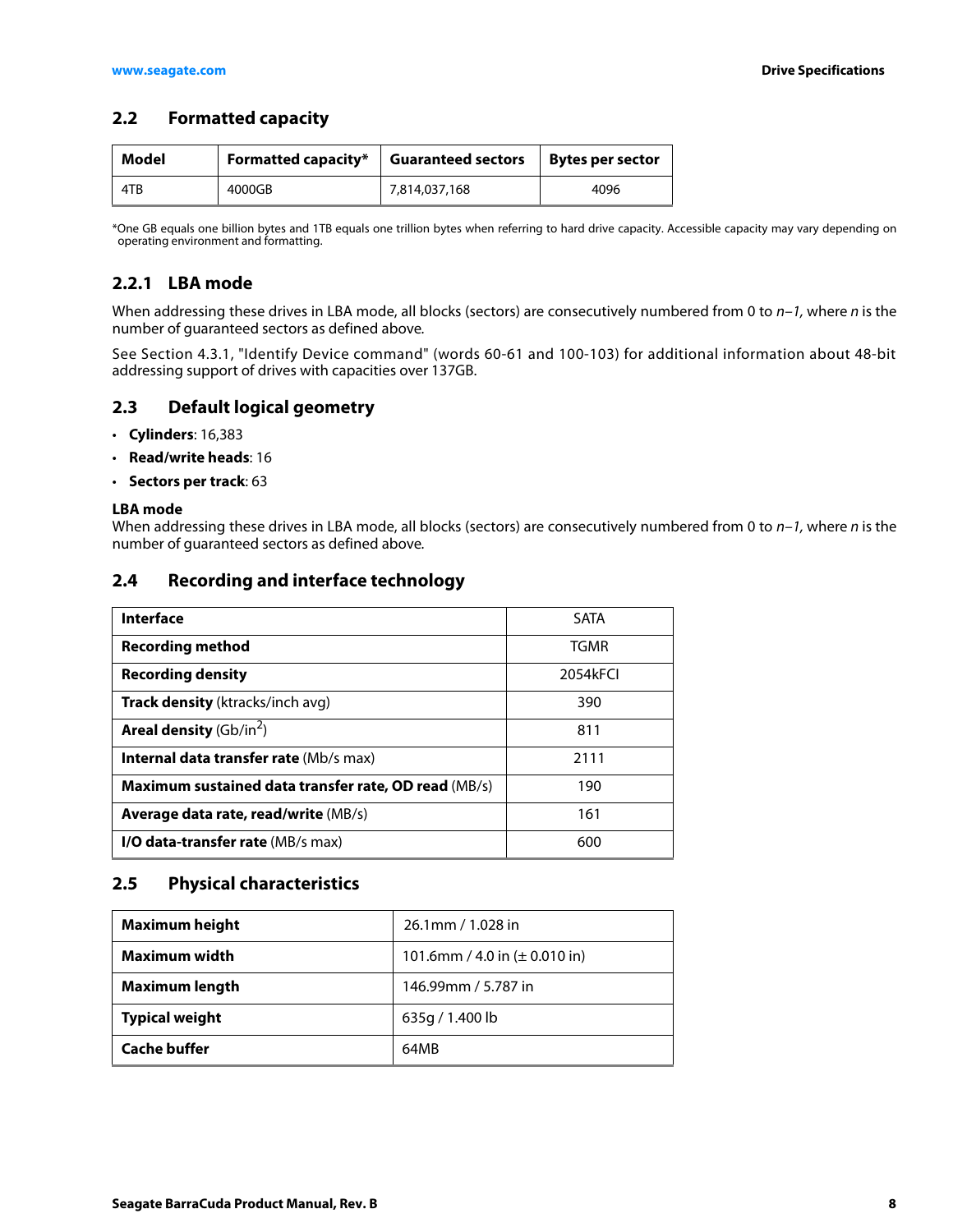## 2.2 Formatted capacity

| Model | Formatted capacity* | Guaranteed sectors | Bytes per sector |
|---|---|---|---|
| 4TB | 4000GB | 7,814,037,168 | 4096 |

*One GB equals one billion bytes and 1TB equals one trillion bytes when referring to hard drive capacity. Accessible capacity may vary depending on operating environment and formatting.

### 2.2.1 LBA mode

When addressing these drives in LBA mode, all blocks (sectors) are consecutively numbered from 0 to *n–1*, where *n* is the number of guaranteed sectors as defined above.

See Section 4.3.1, "Identify Device command" (words 60-61 and 100-103) for additional information about 48-bit addressing support of drives with capacities over 137GB.

## 2.3 Default logical geometry

- **Cylinders**: 16,383
- **Read/write heads**: 16
- **Sectors per track**: 63

**LBA mode**

When addressing these drives in LBA mode, all blocks (sectors) are consecutively numbered from 0 to *n–1*, where *n* is the number of guaranteed sectors as defined above.

## 2.4 Recording and interface technology

| | |
|---|---|
| **Interface** | SATA |
| **Recording method** | TGMR |
| **Recording density** | 2054kFCI |
| **Track density** (ktracks/inch avg) | 390 |
| **Areal density** (Gb/in$^2$) | 811 |
| **Internal data transfer rate** (Mb/s max) | 2111 |
| **Maximum sustained data transfer rate, OD read** (MB/s) | 190 |
| **Average data rate, read/write** (MB/s) | 161 |
| **I/O data-transfer rate** (MB/s max) | 600 |

## 2.5 Physical characteristics

| | |
|---|---|
| **Maximum height** | 26.1mm / 1.028 in |
| **Maximum width** | 101.6mm / 4.0 in (± 0.010 in) |
| **Maximum length** | 146.99mm / 5.787 in |
| **Typical weight** | 635g / 1.400 lb |
| **Cache buffer** | 64MB |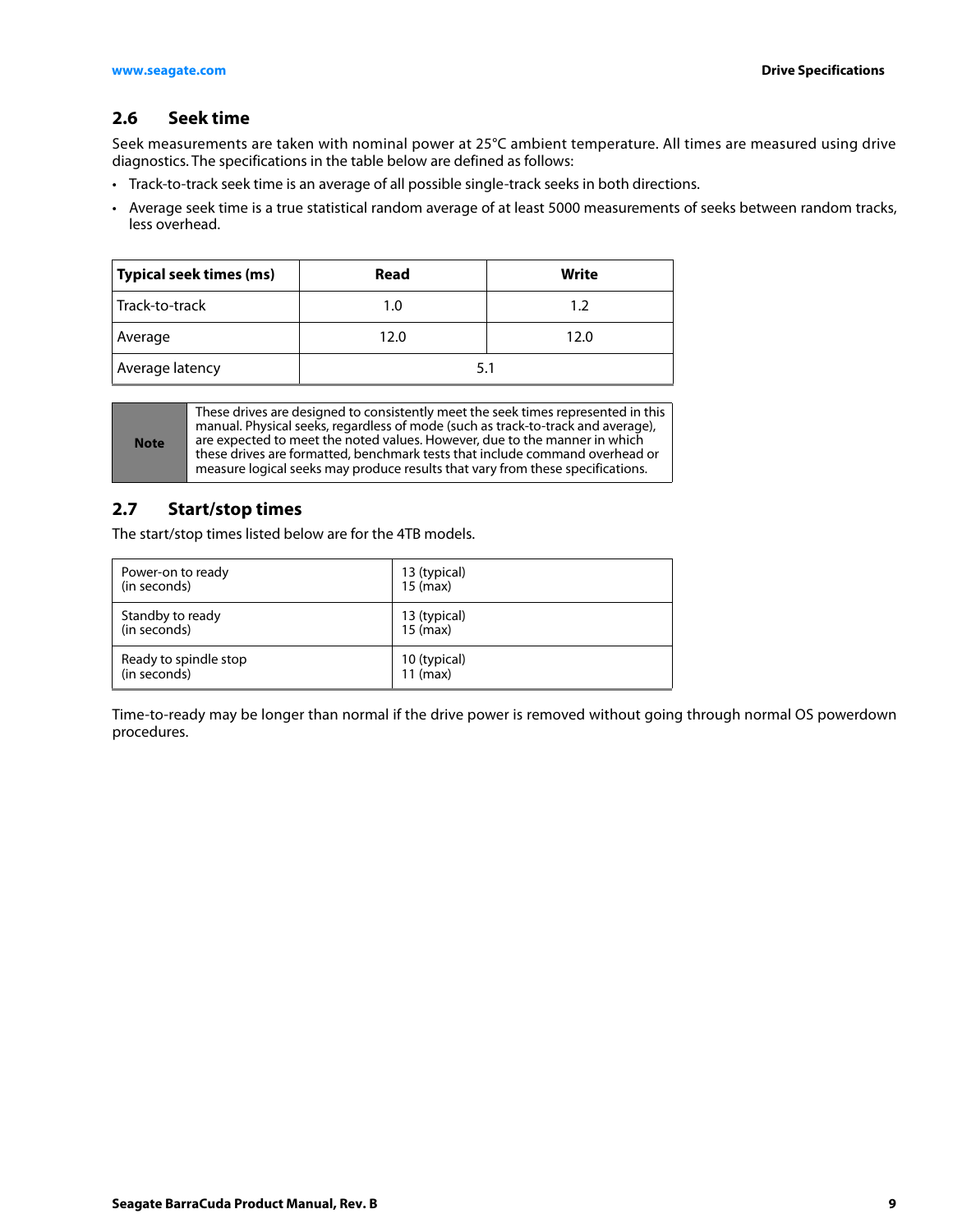## 2.6 Seek time

Seek measurements are taken with nominal power at 25°C ambient temperature. All times are measured using drive diagnostics. The specifications in the table below are defined as follows:

- Track-to-track seek time is an average of all possible single-track seeks in both directions.
- Average seek time is a true statistical random average of at least 5000 measurements of seeks between random tracks, less overhead.

| Typical seek times (ms) | Read | Write |
|---|---|---|
| Track-to-track | 1.0 | 1.2 |
| Average | 12.0 | 12.0 |
| Average latency | 5.1 | |

| Note | These drives are designed to consistently meet the seek times represented in this manual. Physical seeks, regardless of mode (such as track-to-track and average), are expected to meet the noted values. However, due to the manner in which these drives are formatted, benchmark tests that include command overhead or measure logical seeks may produce results that vary from these specifications. |
|---|---|

## 2.7 Start/stop times

The start/stop times listed below are for the 4TB models.

| | |
|---|---|
| Power-on to ready (in seconds) | 13 (typical) 15 (max) |
| Standby to ready (in seconds) | 13 (typical) 15 (max) |
| Ready to spindle stop (in seconds) | 10 (typical) 11 (max) |

Time-to-ready may be longer than normal if the drive power is removed without going through normal OS powerdown procedures.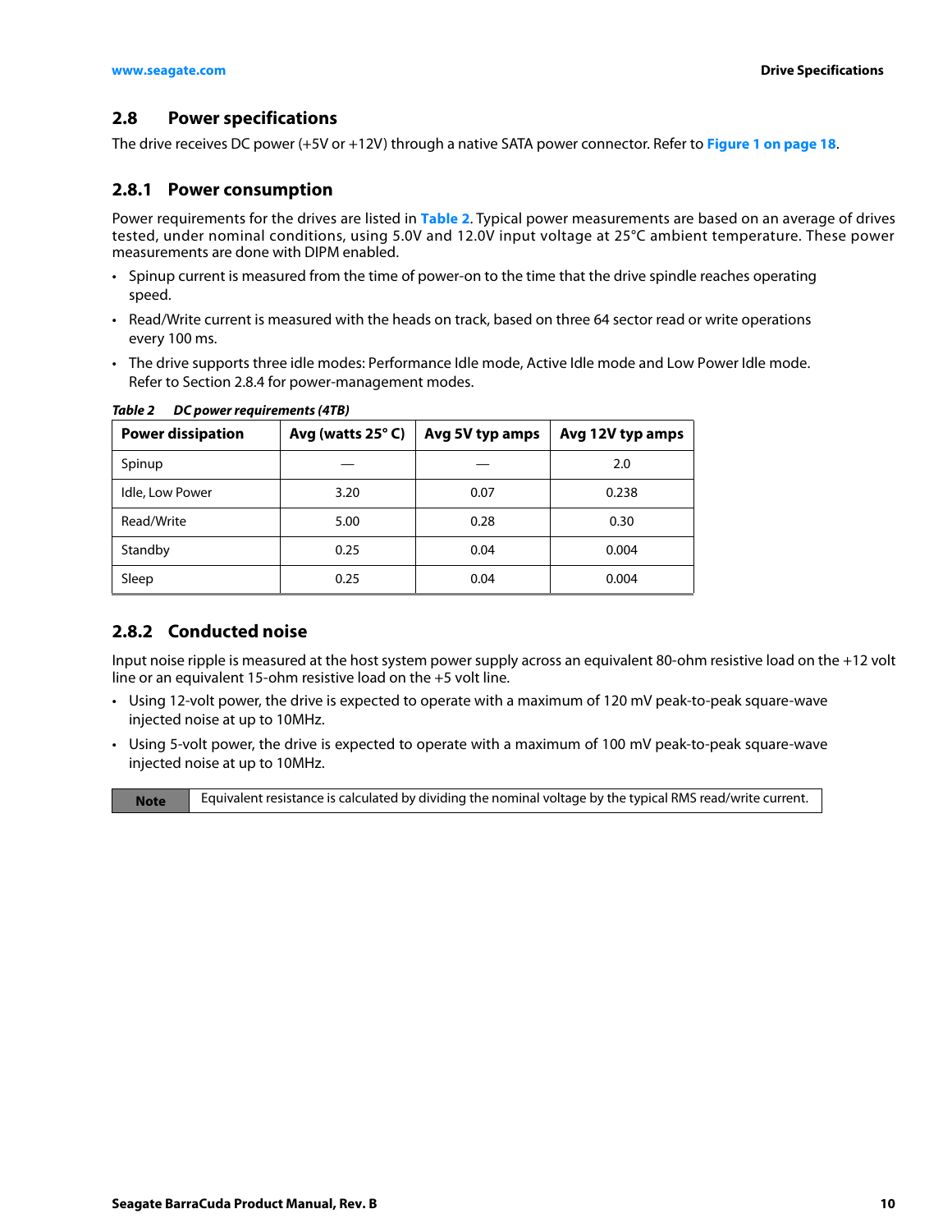## 2.8 Power specifications

The drive receives DC power (+5V or +12V) through a native SATA power connector. Refer to **Figure 1 on page 18**.

### 2.8.1 Power consumption

Power requirements for the drives are listed in **Table 2**. Typical power measurements are based on an average of drives tested, under nominal conditions, using 5.0V and 12.0V input voltage at 25°C ambient temperature. These power measurements are done with DIPM enabled.

- Spinup current is measured from the time of power-on to the time that the drive spindle reaches operating speed.
- Read/Write current is measured with the heads on track, based on three 64 sector read or write operations every 100 ms.
- The drive supports three idle modes: Performance Idle mode, Active Idle mode and Low Power Idle mode. Refer to Section 2.8.4 for power-management modes.

***Table 2 DC power requirements (4TB)***

| Power dissipation | Avg (watts 25° C) | Avg 5V typ amps | Avg 12V typ amps |
|---|---|---|---|
| Spinup | — | — | 2.0 |
| Idle, Low Power | 3.20 | 0.07 | 0.238 |
| Read/Write | 5.00 | 0.28 | 0.30 |
| Standby | 0.25 | 0.04 | 0.004 |
| Sleep | 0.25 | 0.04 | 0.004 |

### 2.8.2 Conducted noise

Input noise ripple is measured at the host system power supply across an equivalent 80-ohm resistive load on the +12 volt line or an equivalent 15-ohm resistive load on the +5 volt line.

- Using 12-volt power, the drive is expected to operate with a maximum of 120 mV peak-to-peak square-wave injected noise at up to 10MHz.
- Using 5-volt power, the drive is expected to operate with a maximum of 100 mV peak-to-peak square-wave injected noise at up to 10MHz.

| **Note** | Equivalent resistance is calculated by dividing the nominal voltage by the typical RMS read/write current. |
|---|---|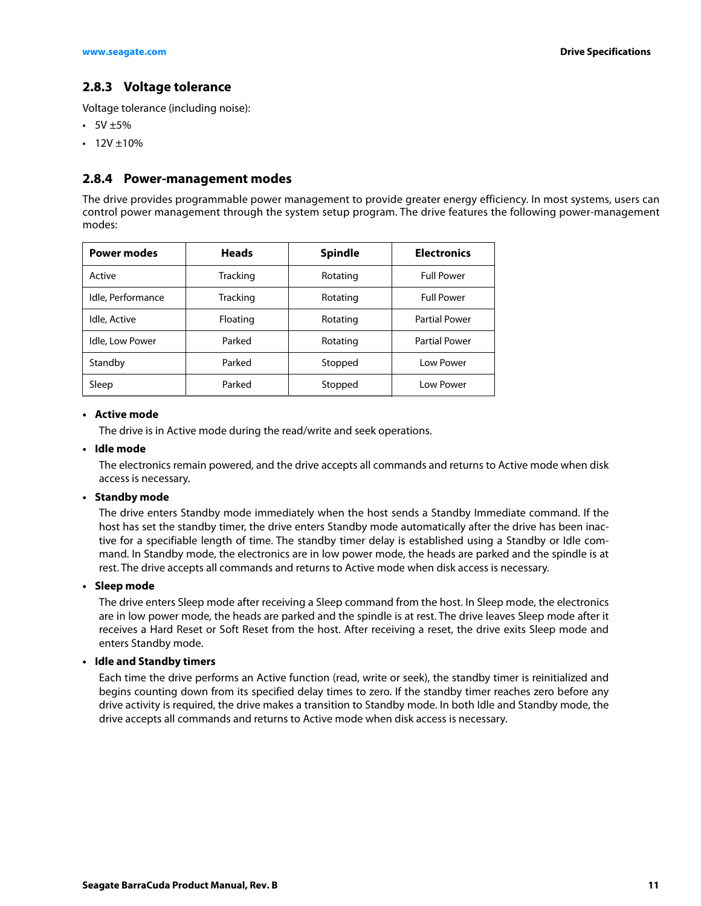### 2.8.3 Voltage tolerance

Voltage tolerance (including noise):

- 5V ±5%
- 12V ±10%

### 2.8.4 Power-management modes

The drive provides programmable power management to provide greater energy efficiency. In most systems, users can control power management through the system setup program. The drive features the following power-management modes:

| Power modes | Heads | Spindle | Electronics |
|---|---|---|---|
| Active | Tracking | Rotating | Full Power |
| Idle, Performance | Tracking | Rotating | Full Power |
| Idle, Active | Floating | Rotating | Partial Power |
| Idle, Low Power | Parked | Rotating | Partial Power |
| Standby | Parked | Stopped | Low Power |
| Sleep | Parked | Stopped | Low Power |

- **Active mode**

  The drive is in Active mode during the read/write and seek operations.

- **Idle mode**

  The electronics remain powered, and the drive accepts all commands and returns to Active mode when disk access is necessary.

- **Standby mode**

  The drive enters Standby mode immediately when the host sends a Standby Immediate command. If the host has set the standby timer, the drive enters Standby mode automatically after the drive has been inactive for a specifiable length of time. The standby timer delay is established using a Standby or Idle command. In Standby mode, the electronics are in low power mode, the heads are parked and the spindle is at rest. The drive accepts all commands and returns to Active mode when disk access is necessary.

- **Sleep mode**

  The drive enters Sleep mode after receiving a Sleep command from the host. In Sleep mode, the electronics are in low power mode, the heads are parked and the spindle is at rest. The drive leaves Sleep mode after it receives a Hard Reset or Soft Reset from the host. After receiving a reset, the drive exits Sleep mode and enters Standby mode.

- **Idle and Standby timers**

  Each time the drive performs an Active function (read, write or seek), the standby timer is reinitialized and begins counting down from its specified delay times to zero. If the standby timer reaches zero before any drive activity is required, the drive makes a transition to Standby mode. In both Idle and Standby mode, the drive accepts all commands and returns to Active mode when disk access is necessary.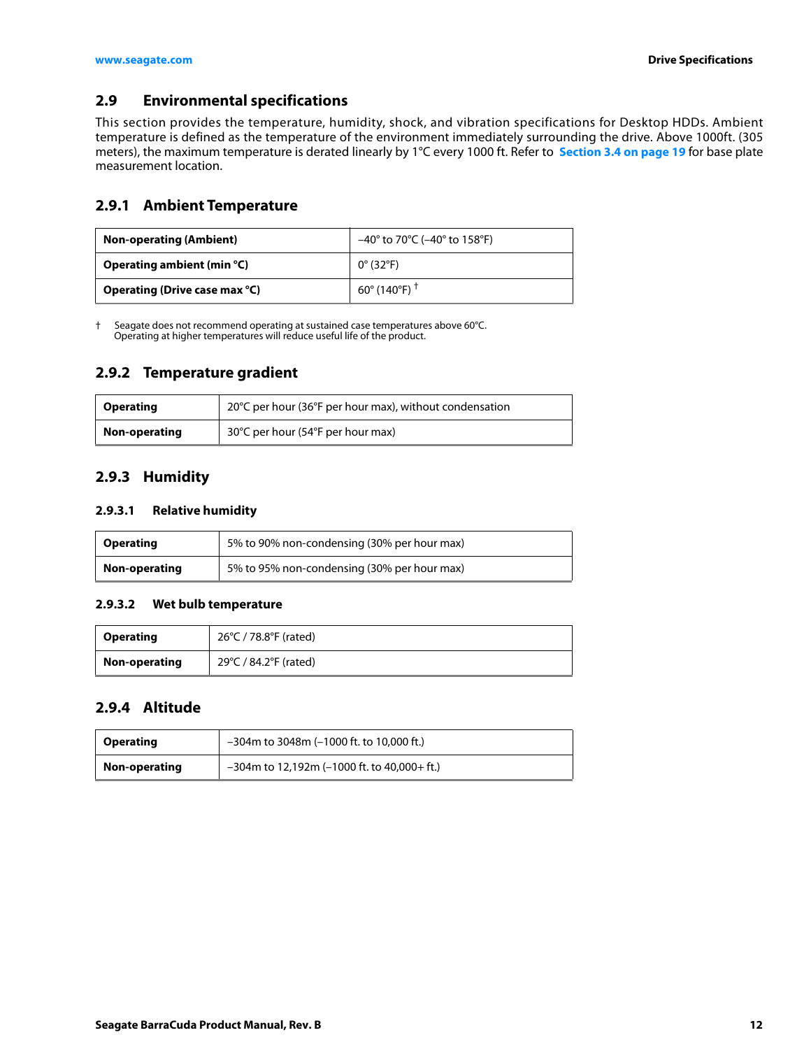## 2.9 Environmental specifications

This section provides the temperature, humidity, shock, and vibration specifications for Desktop HDDs. Ambient temperature is defined as the temperature of the environment immediately surrounding the drive. Above 1000ft. (305 meters), the maximum temperature is derated linearly by 1°C every 1000 ft. Refer to **Section 3.4 on page 19** for base plate measurement location.

### 2.9.1 Ambient Temperature

| | |
|---|---|
| **Non-operating (Ambient)** | –40° to 70°C (–40° to 158°F) |
| **Operating ambient (min °C)** | 0° (32°F) |
| **Operating (Drive case max °C)** | 60° (140°F) † |

† Seagate does not recommend operating at sustained case temperatures above 60°C. Operating at higher temperatures will reduce useful life of the product.

### 2.9.2 Temperature gradient

| | |
|---|---|
| **Operating** | 20°C per hour (36°F per hour max), without condensation |
| **Non-operating** | 30°C per hour (54°F per hour max) |

### 2.9.3 Humidity

#### 2.9.3.1 Relative humidity

| | |
|---|---|
| **Operating** | 5% to 90% non-condensing (30% per hour max) |
| **Non-operating** | 5% to 95% non-condensing (30% per hour max) |

#### 2.9.3.2 Wet bulb temperature

| | |
|---|---|
| **Operating** | 26°C / 78.8°F (rated) |
| **Non-operating** | 29°C / 84.2°F (rated) |

### 2.9.4 Altitude

| | |
|---|---|
| **Operating** | –304m to 3048m (–1000 ft. to 10,000 ft.) |
| **Non-operating** | –304m to 12,192m (–1000 ft. to 40,000+ ft.) |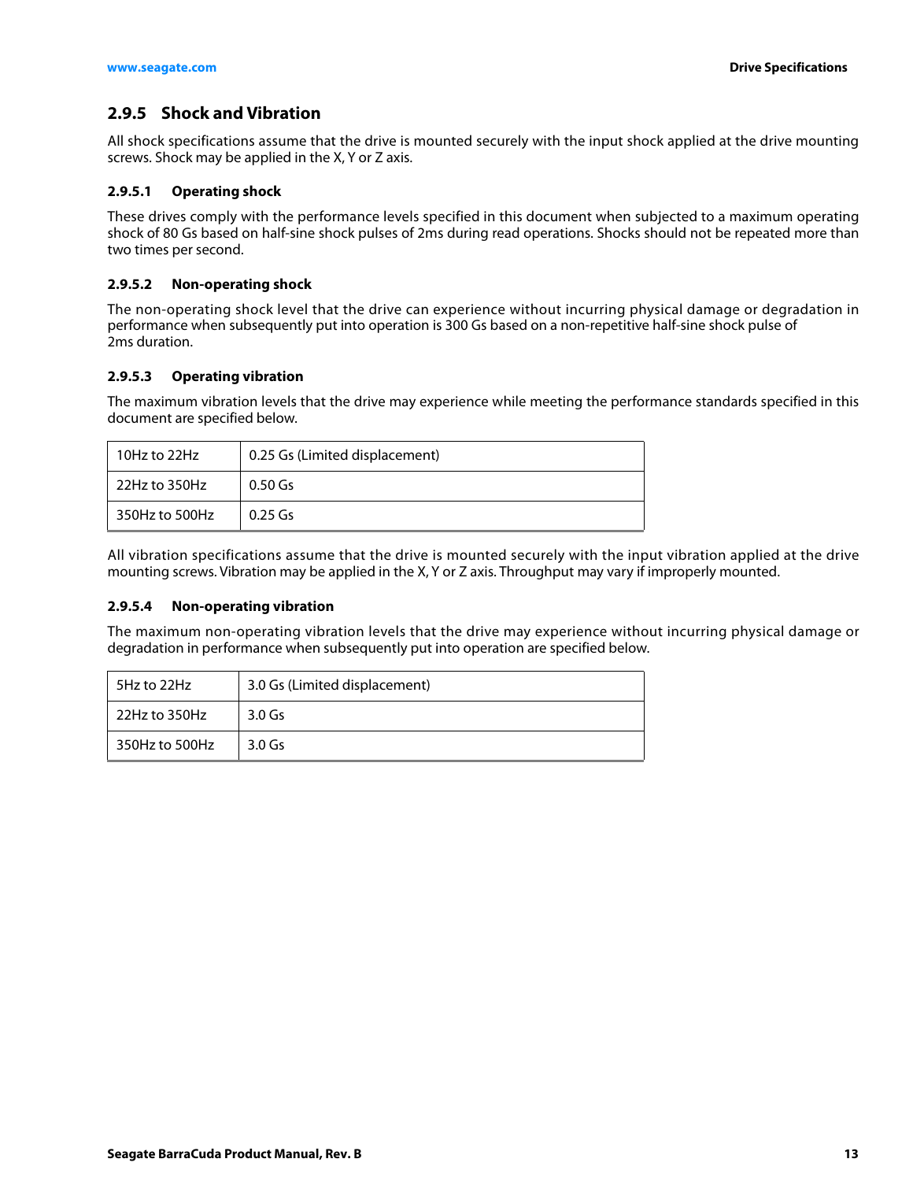### 2.9.5 Shock and Vibration

All shock specifications assume that the drive is mounted securely with the input shock applied at the drive mounting screws. Shock may be applied in the X, Y or Z axis.

#### 2.9.5.1 Operating shock

These drives comply with the performance levels specified in this document when subjected to a maximum operating shock of 80 Gs based on half-sine shock pulses of 2ms during read operations. Shocks should not be repeated more than two times per second.

#### 2.9.5.2 Non-operating shock

The non-operating shock level that the drive can experience without incurring physical damage or degradation in performance when subsequently put into operation is 300 Gs based on a non-repetitive half-sine shock pulse of 2ms duration.

#### 2.9.5.3 Operating vibration

The maximum vibration levels that the drive may experience while meeting the performance standards specified in this document are specified below.

| | |
|---|---|
| 10Hz to 22Hz | 0.25 Gs (Limited displacement) |
| 22Hz to 350Hz | 0.50 Gs |
| 350Hz to 500Hz | 0.25 Gs |

All vibration specifications assume that the drive is mounted securely with the input vibration applied at the drive mounting screws. Vibration may be applied in the X, Y or Z axis. Throughput may vary if improperly mounted.

#### 2.9.5.4 Non-operating vibration

The maximum non-operating vibration levels that the drive may experience without incurring physical damage or degradation in performance when subsequently put into operation are specified below.

| | |
|---|---|
| 5Hz to 22Hz | 3.0 Gs (Limited displacement) |
| 22Hz to 350Hz | 3.0 Gs |
| 350Hz to 500Hz | 3.0 Gs |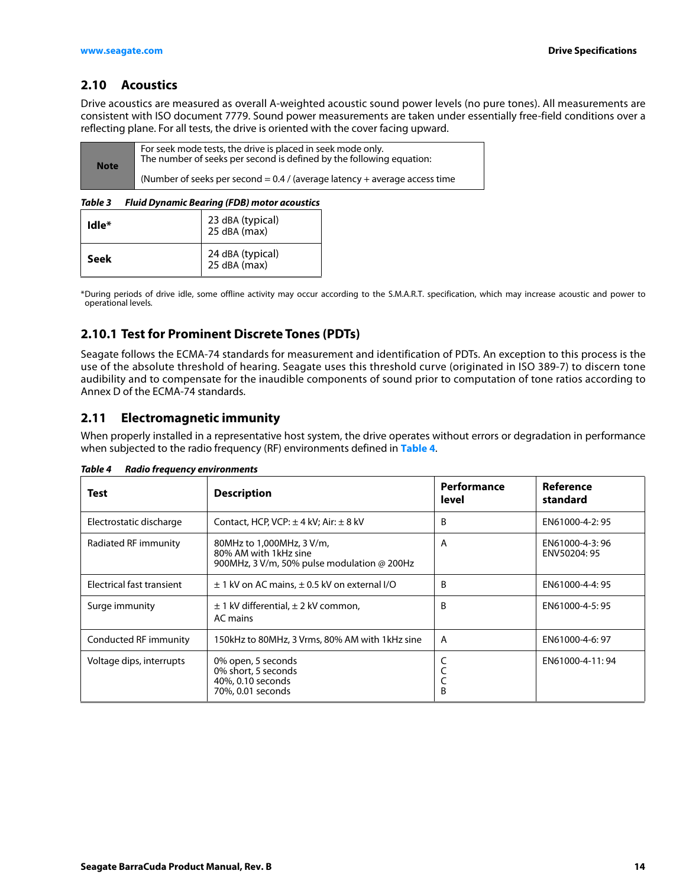## 2.10 Acoustics

Drive acoustics are measured as overall A-weighted acoustic sound power levels (no pure tones). All measurements are consistent with ISO document 7779. Sound power measurements are taken under essentially free-field conditions over a reflecting plane. For all tests, the drive is oriented with the cover facing upward.

| Note | For seek mode tests, the drive is placed in seek mode only.<br>The number of seeks per second is defined by the following equation:<br><br>(Number of seeks per second = 0.4 / (average latency + average access time |
|---|---|

*Table 3 Fluid Dynamic Bearing (FDB) motor acoustics*

| | |
|---|---|
| **Idle*** | 23 dBA (typical)<br>25 dBA (max) |
| **Seek** | 24 dBA (typical)<br>25 dBA (max) |

*During periods of drive idle, some offline activity may occur according to the S.M.A.R.T. specification, which may increase acoustic and power to operational levels.

### 2.10.1 Test for Prominent Discrete Tones (PDTs)

Seagate follows the ECMA-74 standards for measurement and identification of PDTs. An exception to this process is the use of the absolute threshold of hearing. Seagate uses this threshold curve (originated in ISO 389-7) to discern tone audibility and to compensate for the inaudible components of sound prior to computation of tone ratios according to Annex D of the ECMA-74 standards.

## 2.11 Electromagnetic immunity

When properly installed in a representative host system, the drive operates without errors or degradation in performance when subjected to the radio frequency (RF) environments defined in Table 4.

*Table 4 Radio frequency environments*

| Test | Description | Performance level | Reference standard |
|---|---|---|---|
| Electrostatic discharge | Contact, HCP, VCP: ± 4 kV; Air: ± 8 kV | B | EN61000-4-2: 95 |
| Radiated RF immunity | 80MHz to 1,000MHz, 3 V/m,<br>80% AM with 1kHz sine<br>900MHz, 3 V/m, 50% pulse modulation @ 200Hz | A | EN61000-4-3: 96<br>ENV50204: 95 |
| Electrical fast transient | ± 1 kV on AC mains, ± 0.5 kV on external I/O | B | EN61000-4-4: 95 |
| Surge immunity | ± 1 kV differential, ± 2 kV common,<br>AC mains | B | EN61000-4-5: 95 |
| Conducted RF immunity | 150kHz to 80MHz, 3 Vrms, 80% AM with 1kHz sine | A | EN61000-4-6: 97 |
| Voltage dips, interrupts | 0% open, 5 seconds<br>0% short, 5 seconds<br>40%, 0.10 seconds<br>70%, 0.01 seconds | C<br>C<br>C<br>B | EN61000-4-11: 94 |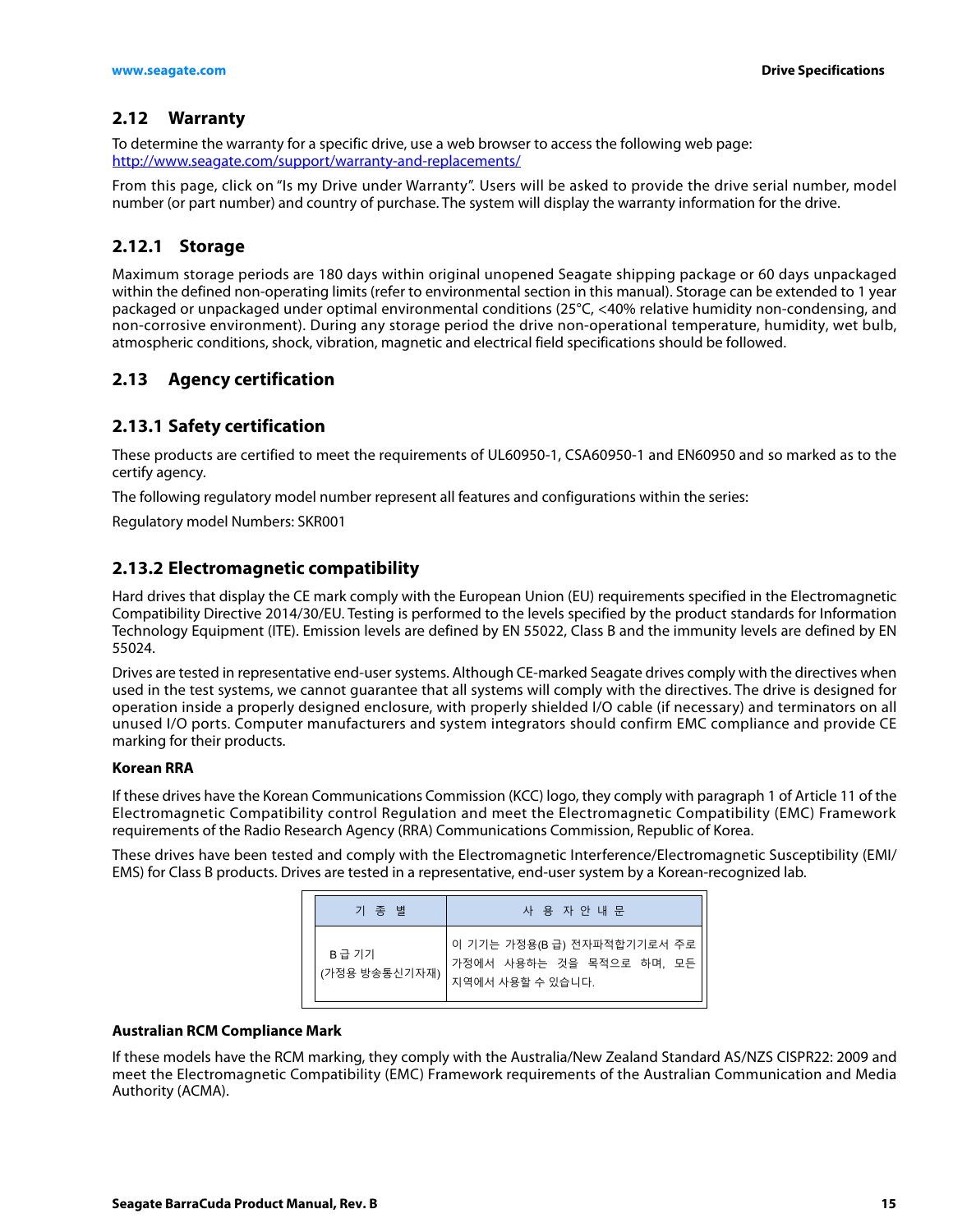## 2.12 Warranty

To determine the warranty for a specific drive, use a web browser to access the following web page:
http://www.seagate.com/support/warranty-and-replacements/

From this page, click on "Is my Drive under Warranty". Users will be asked to provide the drive serial number, model number (or part number) and country of purchase. The system will display the warranty information for the drive.

### 2.12.1 Storage

Maximum storage periods are 180 days within original unopened Seagate shipping package or 60 days unpackaged within the defined non-operating limits (refer to environmental section in this manual). Storage can be extended to 1 year packaged or unpackaged under optimal environmental conditions (25°C, <40% relative humidity non-condensing, and non-corrosive environment). During any storage period the drive non-operational temperature, humidity, wet bulb, atmospheric conditions, shock, vibration, magnetic and electrical field specifications should be followed.

## 2.13 Agency certification

### 2.13.1 Safety certification

These products are certified to meet the requirements of UL60950-1, CSA60950-1 and EN60950 and so marked as to the certify agency.

The following regulatory model number represent all features and configurations within the series:

Regulatory model Numbers: SKR001

### 2.13.2 Electromagnetic compatibility

Hard drives that display the CE mark comply with the European Union (EU) requirements specified in the Electromagnetic Compatibility Directive 2014/30/EU. Testing is performed to the levels specified by the product standards for Information Technology Equipment (ITE). Emission levels are defined by EN 55022, Class B and the immunity levels are defined by EN 55024.

Drives are tested in representative end-user systems. Although CE-marked Seagate drives comply with the directives when used in the test systems, we cannot guarantee that all systems will comply with the directives. The drive is designed for operation inside a properly designed enclosure, with properly shielded I/O cable (if necessary) and terminators on all unused I/O ports. Computer manufacturers and system integrators should confirm EMC compliance and provide CE marking for their products.

**Korean RRA**

If these drives have the Korean Communications Commission (KCC) logo, they comply with paragraph 1 of Article 11 of the Electromagnetic Compatibility control Regulation and meet the Electromagnetic Compatibility (EMC) Framework requirements of the Radio Research Agency (RRA) Communications Commission, Republic of Korea.

These drives have been tested and comply with the Electromagnetic Interference/Electromagnetic Susceptibility (EMI/EMS) for Class B products. Drives are tested in a representative, end-user system by a Korean-recognized lab.

| 기 종 별 | 사 용 자 안 내 문 |
|---|---|
| B 급 기기<br>(가정용 방송통신기자재) | 이 기기는 가정용(B 급) 전자파적합기기로서 주로 가정에서 사용하는 것을 목적으로 하며, 모든 지역에서 사용할 수 있습니다. |

**Australian RCM Compliance Mark**

If these models have the RCM marking, they comply with the Australia/New Zealand Standard AS/NZS CISPR22: 2009 and meet the Electromagnetic Compatibility (EMC) Framework requirements of the Australian Communication and Media Authority (ACMA).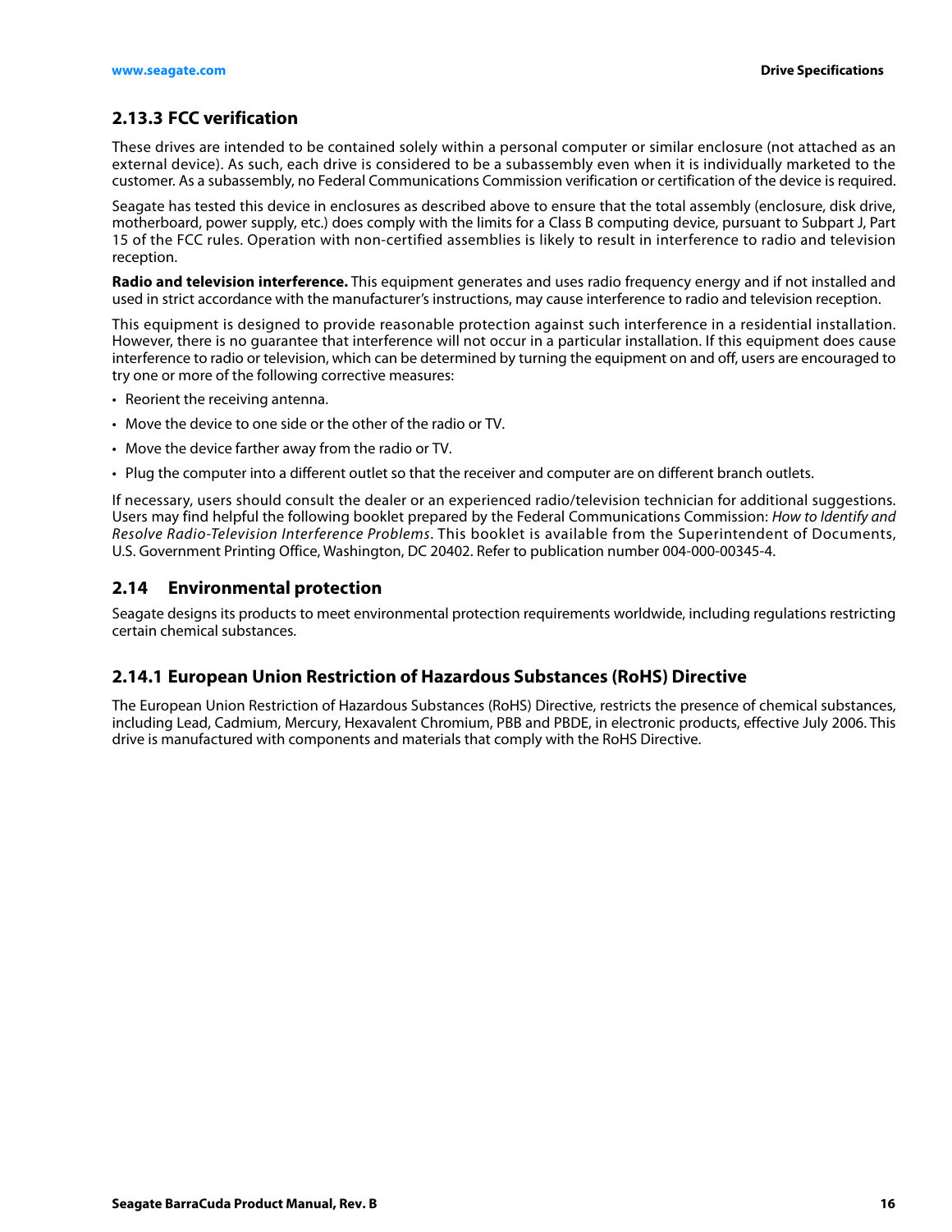### 2.13.3 FCC verification

These drives are intended to be contained solely within a personal computer or similar enclosure (not attached as an external device). As such, each drive is considered to be a subassembly even when it is individually marketed to the customer. As a subassembly, no Federal Communications Commission verification or certification of the device is required.

Seagate has tested this device in enclosures as described above to ensure that the total assembly (enclosure, disk drive, motherboard, power supply, etc.) does comply with the limits for a Class B computing device, pursuant to Subpart J, Part 15 of the FCC rules. Operation with non-certified assemblies is likely to result in interference to radio and television reception.

**Radio and television interference.** This equipment generates and uses radio frequency energy and if not installed and used in strict accordance with the manufacturer's instructions, may cause interference to radio and television reception.

This equipment is designed to provide reasonable protection against such interference in a residential installation. However, there is no guarantee that interference will not occur in a particular installation. If this equipment does cause interference to radio or television, which can be determined by turning the equipment on and off, users are encouraged to try one or more of the following corrective measures:

- Reorient the receiving antenna.
- Move the device to one side or the other of the radio or TV.
- Move the device farther away from the radio or TV.
- Plug the computer into a different outlet so that the receiver and computer are on different branch outlets.

If necessary, users should consult the dealer or an experienced radio/television technician for additional suggestions. Users may find helpful the following booklet prepared by the Federal Communications Commission: *How to Identify and Resolve Radio-Television Interference Problems*. This booklet is available from the Superintendent of Documents, U.S. Government Printing Office, Washington, DC 20402. Refer to publication number 004-000-00345-4.

## 2.14 Environmental protection

Seagate designs its products to meet environmental protection requirements worldwide, including regulations restricting certain chemical substances.

### 2.14.1 European Union Restriction of Hazardous Substances (RoHS) Directive

The European Union Restriction of Hazardous Substances (RoHS) Directive, restricts the presence of chemical substances, including Lead, Cadmium, Mercury, Hexavalent Chromium, PBB and PBDE, in electronic products, effective July 2006. This drive is manufactured with components and materials that comply with the RoHS Directive.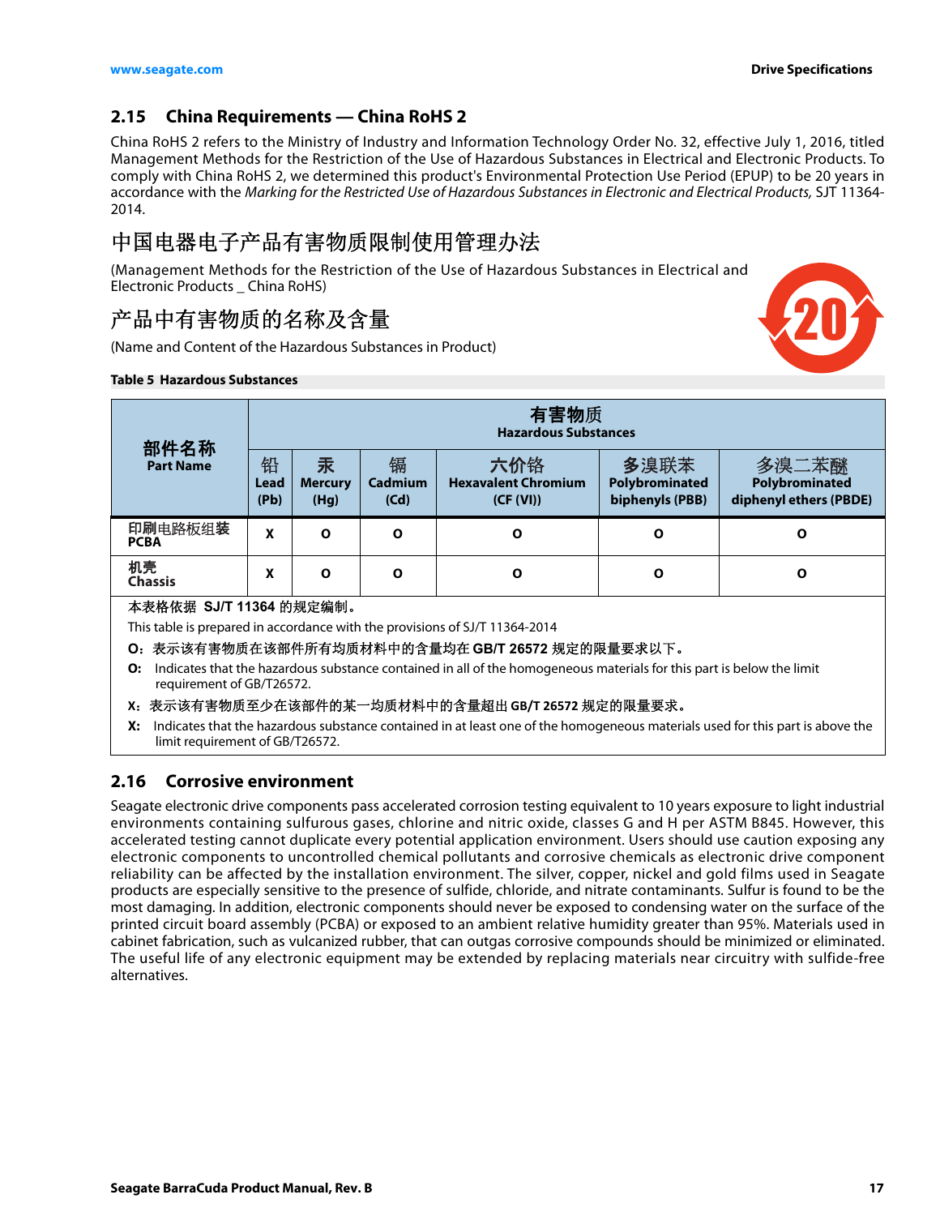## 2.15 China Requirements — China RoHS 2

China RoHS 2 refers to the Ministry of Industry and Information Technology Order No. 32, effective July 1, 2016, titled Management Methods for the Restriction of the Use of Hazardous Substances in Electrical and Electronic Products. To comply with China RoHS 2, we determined this product's Environmental Protection Use Period (EPUP) to be 20 years in accordance with the *Marking for the Restricted Use of Hazardous Substances in Electronic and Electrical Products,* SJT 11364-2014.

# 中国电器电子产品有害物质限制使用管理办法

(Management Methods for the Restriction of the Use of Hazardous Substances in Electrical and Electronic Products _ China RoHS)

# 产品中有害物质的名称及含量

(Name and Content of the Hazardous Substances in Product)

**Table 5 Hazardous Substances**

| 部件名称 Part Name | 有害物质 Hazardous Substances | | | | | |
|---|---|---|---|---|---|---|
| | 铅 Lead (Pb) | 汞 Mercury (Hg) | 镉 Cadmium (Cd) | 六价铬 Hexavalent Chromium (CF (VI)) | 多溴联苯 Polybrominated biphenyls (PBB) | 多溴二苯醚 Polybrominated diphenyl ethers (PBDE) |
| 印刷电路板组装 PCBA | X | O | O | O | O | O |
| 机壳 Chassis | X | O | O | O | O | O |

本表格依据 SJ/T 11364 的规定编制。

This table is prepared in accordance with the provisions of SJ/T 11364-2014

**O:** 表示该有害物质在该部件所有均质材料中的含量均在 GB/T 26572 规定的限量要求以下。

**O:** Indicates that the hazardous substance contained in all of the homogeneous materials for this part is below the limit requirement of GB/T26572.

**X:** 表示该有害物质至少在该部件的某一均质材料中的含量超出 GB/T 26572 规定的限量要求。

**X:** Indicates that the hazardous substance contained in at least one of the homogeneous materials used for this part is above the limit requirement of GB/T26572.

## 2.16 Corrosive environment

Seagate electronic drive components pass accelerated corrosion testing equivalent to 10 years exposure to light industrial environments containing sulfurous gases, chlorine and nitric oxide, classes G and H per ASTM B845. However, this accelerated testing cannot duplicate every potential application environment. Users should use caution exposing any electronic components to uncontrolled chemical pollutants and corrosive chemicals as electronic drive component reliability can be affected by the installation environment. The silver, copper, nickel and gold films used in Seagate products are especially sensitive to the presence of sulfide, chloride, and nitrate contaminants. Sulfur is found to be the most damaging. In addition, electronic components should never be exposed to condensing water on the surface of the printed circuit board assembly (PCBA) or exposed to an ambient relative humidity greater than 95%. Materials used in cabinet fabrication, such as vulcanized rubber, that can outgas corrosive compounds should be minimized or eliminated. The useful life of any electronic equipment may be extended by replacing materials near circuitry with sulfide-free alternatives.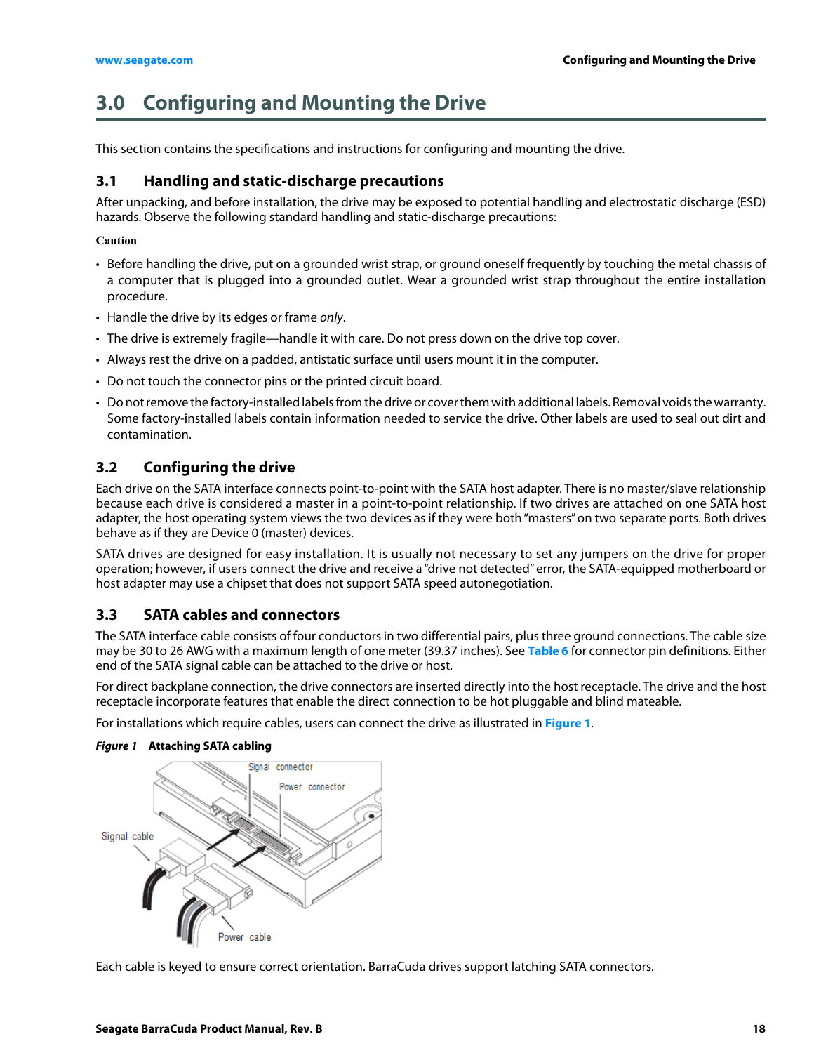# 3.0 Configuring and Mounting the Drive

This section contains the specifications and instructions for configuring and mounting the drive.

## 3.1 Handling and static-discharge precautions

After unpacking, and before installation, the drive may be exposed to potential handling and electrostatic discharge (ESD) hazards. Observe the following standard handling and static-discharge precautions:

**Caution**

- Before handling the drive, put on a grounded wrist strap, or ground oneself frequently by touching the metal chassis of a computer that is plugged into a grounded outlet. Wear a grounded wrist strap throughout the entire installation procedure.
- Handle the drive by its edges or frame *only*.
- The drive is extremely fragile—handle it with care. Do not press down on the drive top cover.
- Always rest the drive on a padded, antistatic surface until users mount it in the computer.
- Do not touch the connector pins or the printed circuit board.
- Do not remove the factory-installed labels from the drive or cover them with additional labels. Removal voids the warranty. Some factory-installed labels contain information needed to service the drive. Other labels are used to seal out dirt and contamination.

## 3.2 Configuring the drive

Each drive on the SATA interface connects point-to-point with the SATA host adapter. There is no master/slave relationship because each drive is considered a master in a point-to-point relationship. If two drives are attached on one SATA host adapter, the host operating system views the two devices as if they were both "masters" on two separate ports. Both drives behave as if they are Device 0 (master) devices.

SATA drives are designed for easy installation. It is usually not necessary to set any jumpers on the drive for proper operation; however, if users connect the drive and receive a "drive not detected" error, the SATA-equipped motherboard or host adapter may use a chipset that does not support SATA speed autonegotiation.

## 3.3 SATA cables and connectors

The SATA interface cable consists of four conductors in two differential pairs, plus three ground connections. The cable size may be 30 to 26 AWG with a maximum length of one meter (39.37 inches). See **Table 6** for connector pin definitions. Either end of the SATA signal cable can be attached to the drive or host.

For direct backplane connection, the drive connectors are inserted directly into the host receptacle. The drive and the host receptacle incorporate features that enable the direct connection to be hot pluggable and blind mateable.

For installations which require cables, users can connect the drive as illustrated in **Figure 1**.

***Figure 1*** **Attaching SATA cabling**

Each cable is keyed to ensure correct orientation. BarraCuda drives support latching SATA connectors.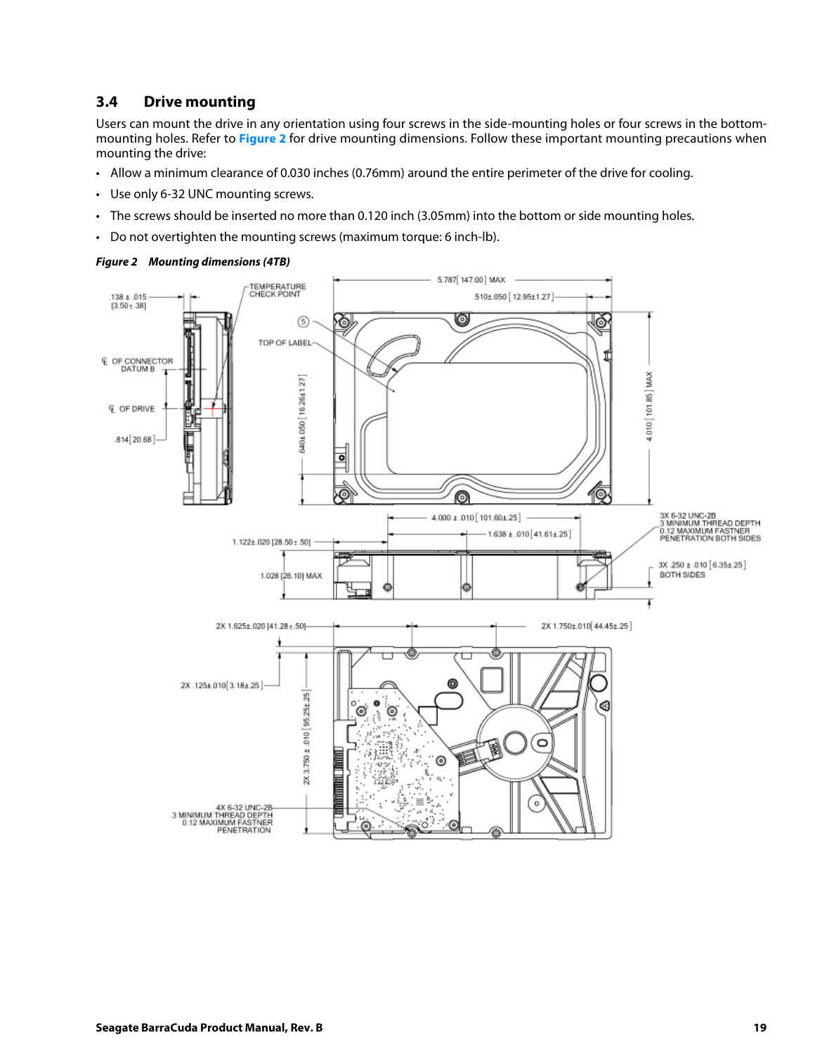## 3.4 Drive mounting

Users can mount the drive in any orientation using four screws in the side-mounting holes or four screws in the bottom-mounting holes. Refer to **Figure 2** for drive mounting dimensions. Follow these important mounting precautions when mounting the drive:

- Allow a minimum clearance of 0.030 inches (0.76mm) around the entire perimeter of the drive for cooling.
- Use only 6-32 UNC mounting screws.
- The screws should be inserted no more than 0.120 inch (3.05mm) into the bottom or side mounting holes.
- Do not overtighten the mounting screws (maximum torque: 6 inch-lb).

***Figure 2 Mounting dimensions (4TB)***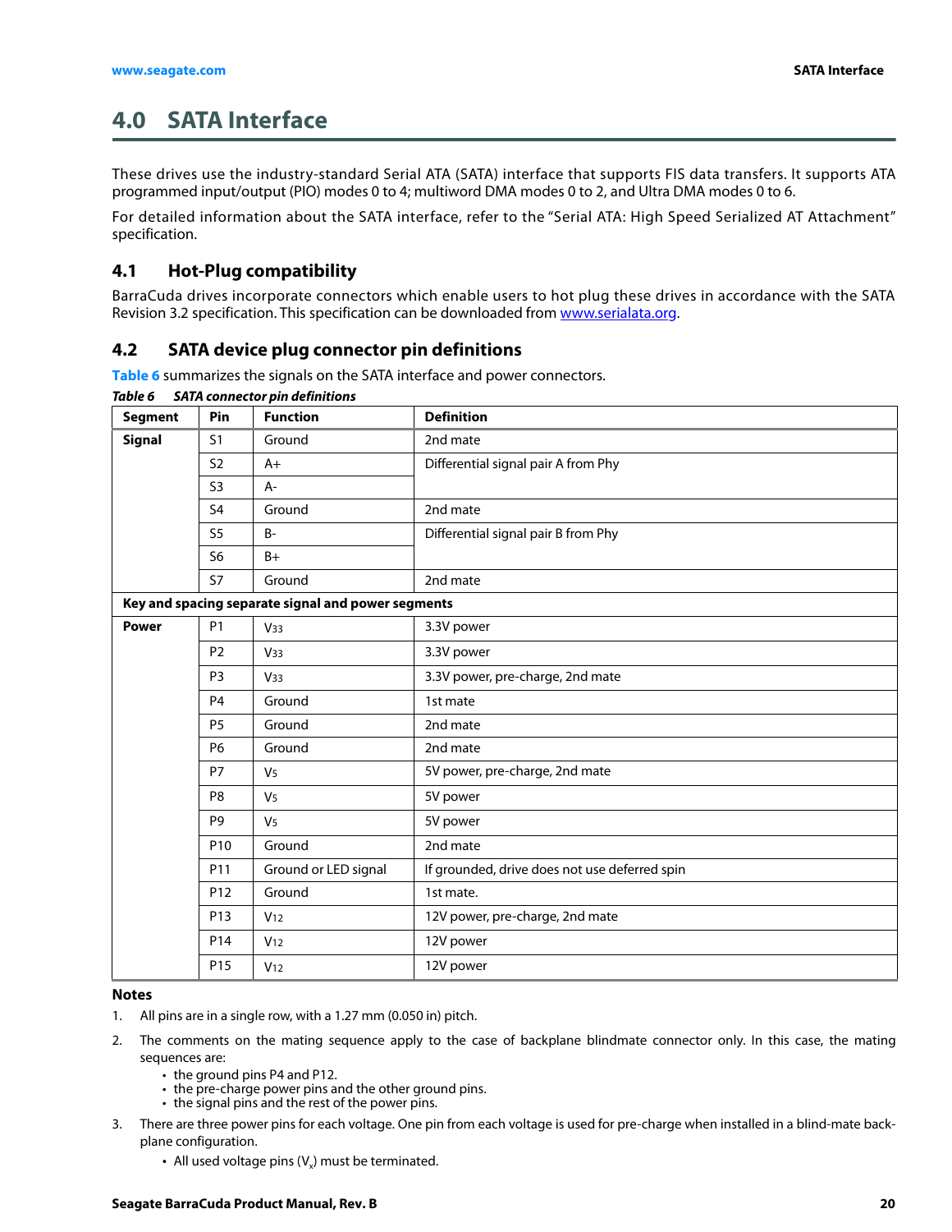# 4.0 SATA Interface

These drives use the industry-standard Serial ATA (SATA) interface that supports FIS data transfers. It supports ATA programmed input/output (PIO) modes 0 to 4; multiword DMA modes 0 to 2, and Ultra DMA modes 0 to 6.

For detailed information about the SATA interface, refer to the "Serial ATA: High Speed Serialized AT Attachment" specification.

## 4.1 Hot-Plug compatibility

BarraCuda drives incorporate connectors which enable users to hot plug these drives in accordance with the SATA Revision 3.2 specification. This specification can be downloaded from www.serialata.org.

## 4.2 SATA device plug connector pin definitions

**Table 6** summarizes the signals on the SATA interface and power connectors.

***Table 6 SATA connector pin definitions***

| Segment | Pin | Function | Definition |
|---|---|---|---|
| **Signal** | S1 | Ground | 2nd mate |
| | S2 | A+ | Differential signal pair A from Phy |
| | S3 | A- | |
| | S4 | Ground | 2nd mate |
| | S5 | B- | Differential signal pair B from Phy |
| | S6 | B+ | |
| | S7 | Ground | 2nd mate |
| **Key and spacing separate signal and power segments** | | | |
| **Power** | P1 | $V_{33}$ | 3.3V power |
| | P2 | $V_{33}$ | 3.3V power |
| | P3 | $V_{33}$ | 3.3V power, pre-charge, 2nd mate |
| | P4 | Ground | 1st mate |
| | P5 | Ground | 2nd mate |
| | P6 | Ground | 2nd mate |
| | P7 | $V_5$ | 5V power, pre-charge, 2nd mate |
| | P8 | $V_5$ | 5V power |
| | P9 | $V_5$ | 5V power |
| | P10 | Ground | 2nd mate |
| | P11 | Ground or LED signal | If grounded, drive does not use deferred spin |
| | P12 | Ground | 1st mate. |
| | P13 | $V_{12}$ | 12V power, pre-charge, 2nd mate |
| | P14 | $V_{12}$ | 12V power |
| | P15 | $V_{12}$ | 12V power |

**Notes**

1. All pins are in a single row, with a 1.27 mm (0.050 in) pitch.
2. The comments on the mating sequence apply to the case of backplane blindmate connector only. In this case, the mating sequences are:
   - the ground pins P4 and P12.
   - the pre-charge power pins and the other ground pins.
   - the signal pins and the rest of the power pins.
3. There are three power pins for each voltage. One pin from each voltage is used for pre-charge when installed in a blind-mate backplane configuration.
   - All used voltage pins ($V_x$) must be terminated.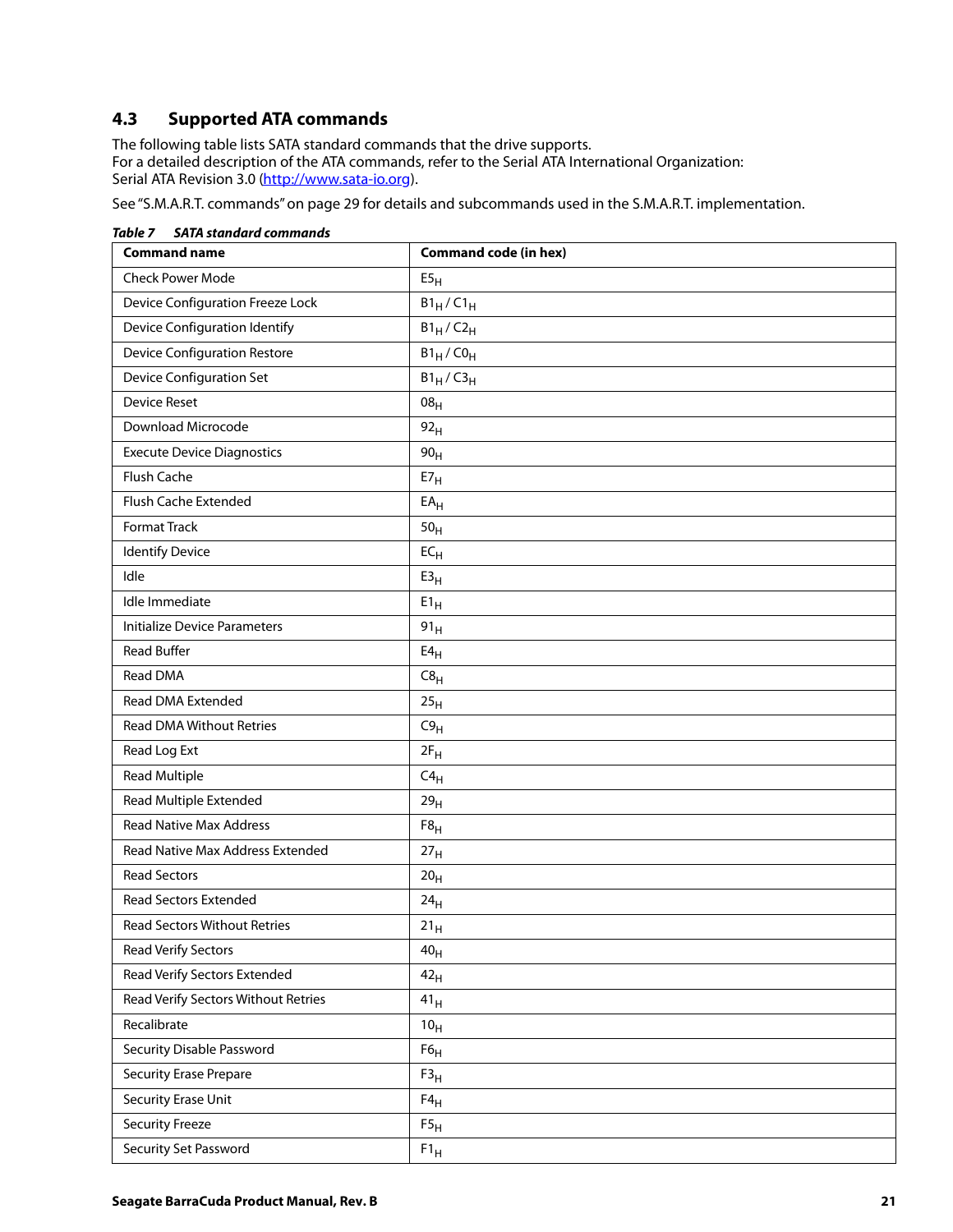## 4.3 Supported ATA commands

The following table lists SATA standard commands that the drive supports.
For a detailed description of the ATA commands, refer to the Serial ATA International Organization: Serial ATA Revision 3.0 (http://www.sata-io.org).

See "S.M.A.R.T. commands" on page 29 for details and subcommands used in the S.M.A.R.T. implementation.

***Table 7 SATA standard commands***

| Command name | Command code (in hex) |
|---|---|
| Check Power Mode | $E5_H$ |
| Device Configuration Freeze Lock | $B1_H$ / $C1_H$ |
| Device Configuration Identify | $B1_H$ / $C2_H$ |
| Device Configuration Restore | $B1_H$ / $C0_H$ |
| Device Configuration Set | $B1_H$ / $C3_H$ |
| Device Reset | $08_H$ |
| Download Microcode | $92_H$ |
| Execute Device Diagnostics | $90_H$ |
| Flush Cache | $E7_H$ |
| Flush Cache Extended | $EA_H$ |
| Format Track | $50_H$ |
| Identify Device | $EC_H$ |
| Idle | $E3_H$ |
| Idle Immediate | $E1_H$ |
| Initialize Device Parameters | $91_H$ |
| Read Buffer | $E4_H$ |
| Read DMA | $C8_H$ |
| Read DMA Extended | $25_H$ |
| Read DMA Without Retries | $C9_H$ |
| Read Log Ext | $2F_H$ |
| Read Multiple | $C4_H$ |
| Read Multiple Extended | $29_H$ |
| Read Native Max Address | $F8_H$ |
| Read Native Max Address Extended | $27_H$ |
| Read Sectors | $20_H$ |
| Read Sectors Extended | $24_H$ |
| Read Sectors Without Retries | $21_H$ |
| Read Verify Sectors | $40_H$ |
| Read Verify Sectors Extended | $42_H$ |
| Read Verify Sectors Without Retries | $41_H$ |
| Recalibrate | $10_H$ |
| Security Disable Password | $F6_H$ |
| Security Erase Prepare | $F3_H$ |
| Security Erase Unit | $F4_H$ |
| Security Freeze | $F5_H$ |
| Security Set Password | $F1_H$ |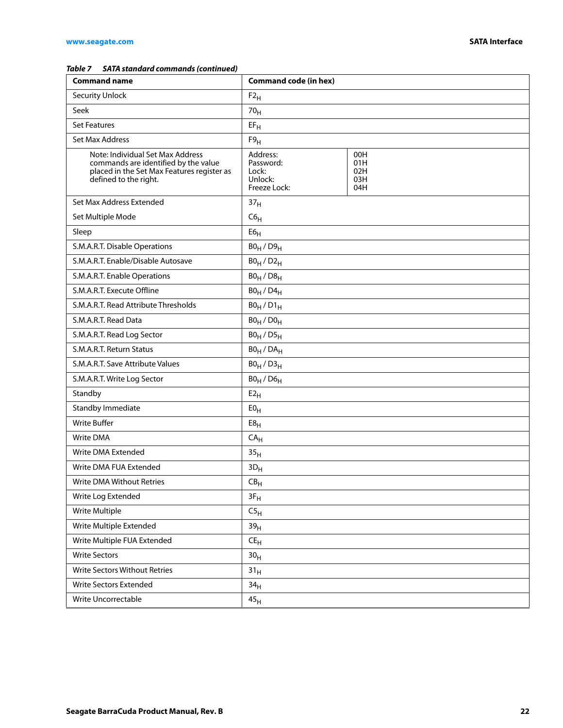*Table 7 SATA standard commands (continued)*

| Command name | Command code (in hex) | |
|---|---|---|
| Security Unlock | $F2_H$ | |
| Seek | $70_H$ | |
| Set Features | $EF_H$ | |
| Set Max Address | $F9_H$ | |
| Note: Individual Set Max Address commands are identified by the value placed in the Set Max Features register as defined to the right. | Address:<br>Password:<br>Lock:<br>Unlock:<br>Freeze Lock: | 00H<br>01H<br>02H<br>03H<br>04H |
| Set Max Address Extended | $37_H$ | |
| Set Multiple Mode | $C6_H$ | |
| Sleep | $E6_H$ | |
| S.M.A.R.T. Disable Operations | $B0_H$ / $D9_H$ | |
| S.M.A.R.T. Enable/Disable Autosave | $B0_H$ / $D2_H$ | |
| S.M.A.R.T. Enable Operations | $B0_H$ / $D8_H$ | |
| S.M.A.R.T. Execute Offline | $B0_H$ / $D4_H$ | |
| S.M.A.R.T. Read Attribute Thresholds | $B0_H$ / $D1_H$ | |
| S.M.A.R.T. Read Data | $B0_H$ / $D0_H$ | |
| S.M.A.R.T. Read Log Sector | $B0_H$ / $D5_H$ | |
| S.M.A.R.T. Return Status | $B0_H$ / $DA_H$ | |
| S.M.A.R.T. Save Attribute Values | $B0_H$ / $D3_H$ | |
| S.M.A.R.T. Write Log Sector | $B0_H$ / $D6_H$ | |
| Standby | $E2_H$ | |
| Standby Immediate | $E0_H$ | |
| Write Buffer | $E8_H$ | |
| Write DMA | $CA_H$ | |
| Write DMA Extended | $35_H$ | |
| Write DMA FUA Extended | $3D_H$ | |
| Write DMA Without Retries | $CB_H$ | |
| Write Log Extended | $3F_H$ | |
| Write Multiple | $C5_H$ | |
| Write Multiple Extended | $39_H$ | |
| Write Multiple FUA Extended | $CE_H$ | |
| Write Sectors | $30_H$ | |
| Write Sectors Without Retries | $31_H$ | |
| Write Sectors Extended | $34_H$ | |
| Write Uncorrectable | $45_H$ | |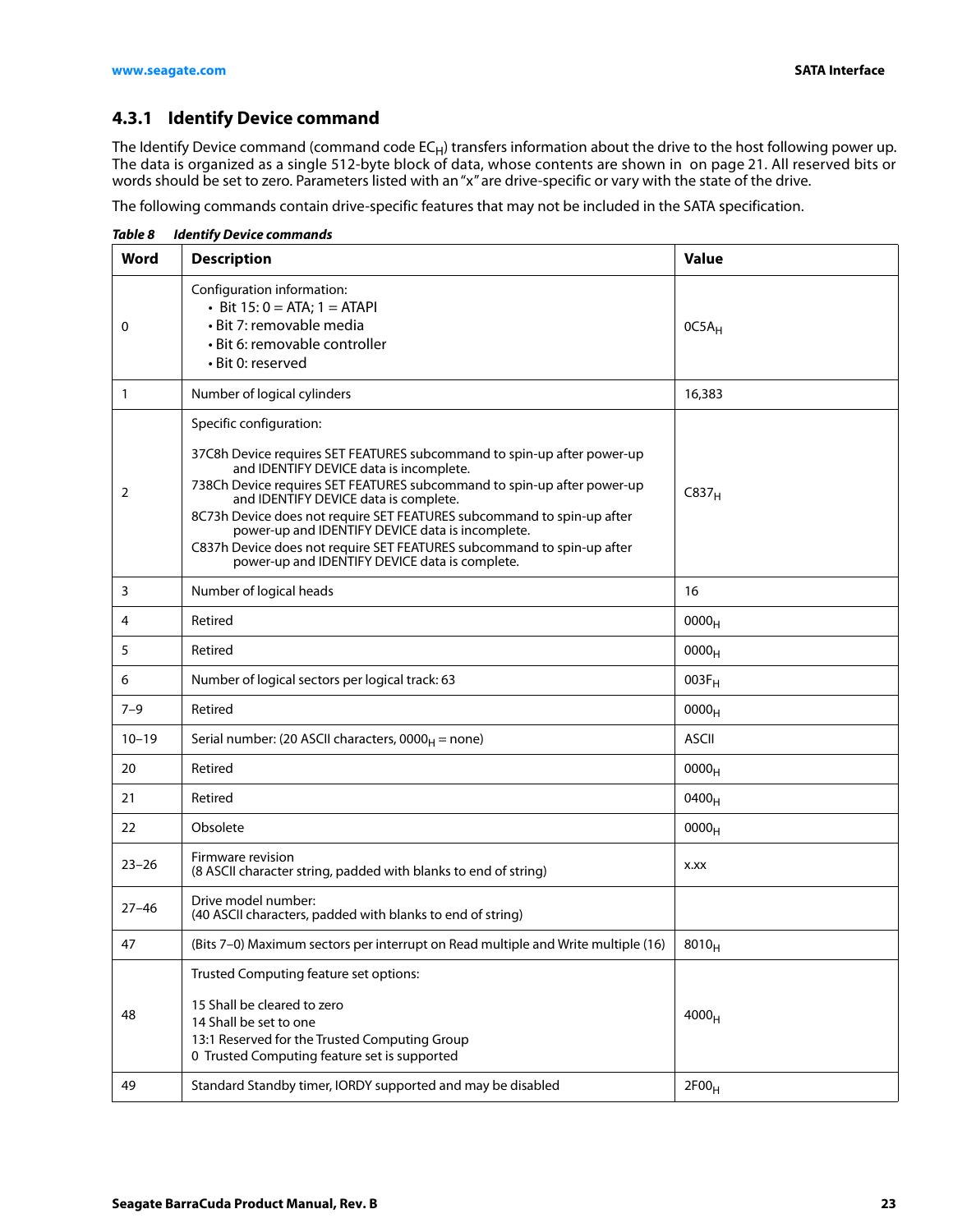### 4.3.1 Identify Device command

The Identify Device command (command code $EC_H$) transfers information about the drive to the host following power up. The data is organized as a single 512-byte block of data, whose contents are shown in on page 21. All reserved bits or words should be set to zero. Parameters listed with an "x" are drive-specific or vary with the state of the drive.

The following commands contain drive-specific features that may not be included in the SATA specification.

*Table 8 Identify Device commands*

| Word | Description | Value |
|---|---|---|
| 0 | Configuration information:<br>• Bit 15: 0 = ATA; 1 = ATAPI<br>• Bit 7: removable media<br>• Bit 6: removable controller<br>• Bit 0: reserved | $0C5A_H$ |
| 1 | Number of logical cylinders | 16,383 |
| 2 | Specific configuration:<br><br>37C8h Device requires SET FEATURES subcommand to spin-up after power-up and IDENTIFY DEVICE data is incomplete.<br>738Ch Device requires SET FEATURES subcommand to spin-up after power-up and IDENTIFY DEVICE data is complete.<br>8C73h Device does not require SET FEATURES subcommand to spin-up after power-up and IDENTIFY DEVICE data is incomplete.<br>C837h Device does not require SET FEATURES subcommand to spin-up after power-up and IDENTIFY DEVICE data is complete. | $C837_H$ |
| 3 | Number of logical heads | 16 |
| 4 | Retired | $0000_H$ |
| 5 | Retired | $0000_H$ |
| 6 | Number of logical sectors per logical track: 63 | $003F_H$ |
| 7–9 | Retired | $0000_H$ |
| 10–19 | Serial number: (20 ASCII characters, $0000_H$ = none) | ASCII |
| 20 | Retired | $0000_H$ |
| 21 | Retired | $0400_H$ |
| 22 | Obsolete | $0000_H$ |
| 23–26 | Firmware revision<br>(8 ASCII character string, padded with blanks to end of string) | x.xx |
| 27–46 | Drive model number:<br>(40 ASCII characters, padded with blanks to end of string) | |
| 47 | (Bits 7–0) Maximum sectors per interrupt on Read multiple and Write multiple (16) | $8010_H$ |
| 48 | Trusted Computing feature set options:<br><br>15 Shall be cleared to zero<br>14 Shall be set to one<br>13:1 Reserved for the Trusted Computing Group<br>0 Trusted Computing feature set is supported | $4000_H$ |
| 49 | Standard Standby timer, IORDY supported and may be disabled | $2F00_H$ |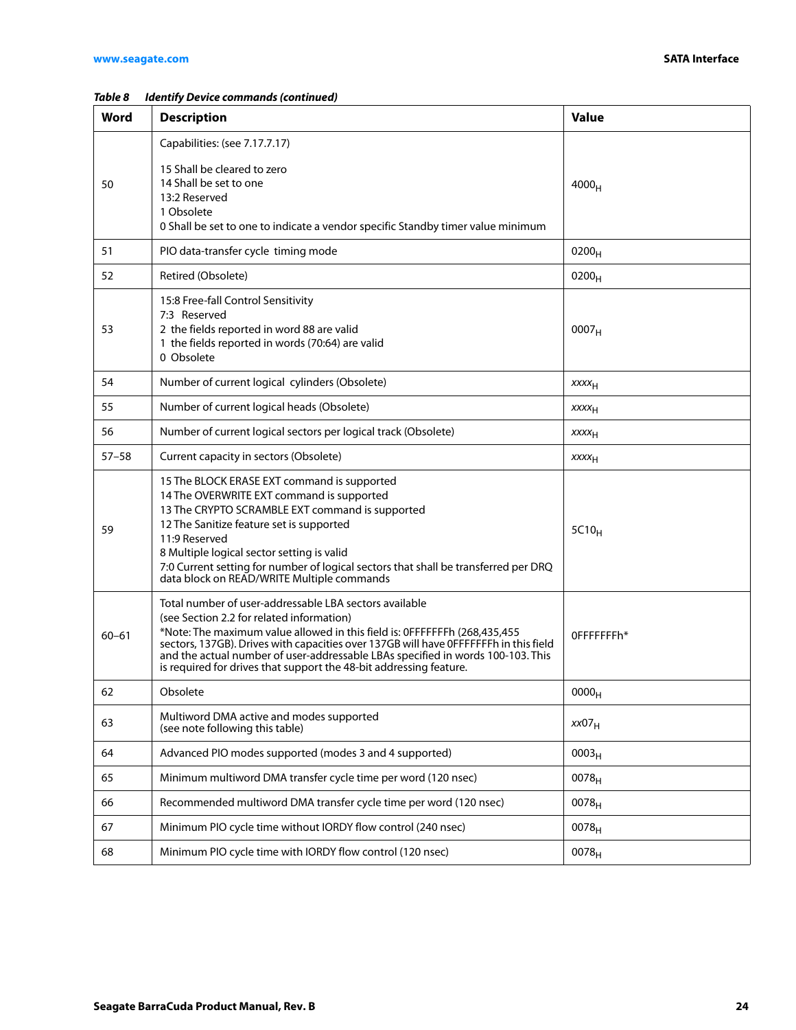*Table 8 Identify Device commands (continued)*

| Word | Description | Value |
|---|---|---|
| 50 | Capabilities: (see 7.17.7.17)<br><br>15 Shall be cleared to zero<br>14 Shall be set to one<br>13:2 Reserved<br>1 Obsolete<br>0 Shall be set to one to indicate a vendor specific Standby timer value minimum | $4000_H$ |
| 51 | PIO data-transfer cycle timing mode | $0200_H$ |
| 52 | Retired (Obsolete) | $0200_H$ |
| 53 | 15:8 Free-fall Control Sensitivity<br>7:3 Reserved<br>2 the fields reported in word 88 are valid<br>1 the fields reported in words (70:64) are valid<br>0 Obsolete | $0007_H$ |
| 54 | Number of current logical cylinders (Obsolete) | $xxxx_H$ |
| 55 | Number of current logical heads (Obsolete) | $xxxx_H$ |
| 56 | Number of current logical sectors per logical track (Obsolete) | $xxxx_H$ |
| 57–58 | Current capacity in sectors (Obsolete) | $xxxx_H$ |
| 59 | 15 The BLOCK ERASE EXT command is supported<br>14 The OVERWRITE EXT command is supported<br>13 The CRYPTO SCRAMBLE EXT command is supported<br>12 The Sanitize feature set is supported<br>11:9 Reserved<br>8 Multiple logical sector setting is valid<br>7:0 Current setting for number of logical sectors that shall be transferred per DRQ data block on READ/WRITE Multiple commands | $5C10_H$ |
| 60–61 | Total number of user-addressable LBA sectors available<br>(see Section 2.2 for related information)<br>*Note: The maximum value allowed in this field is: 0FFFFFFFh (268,435,455 sectors, 137GB). Drives with capacities over 137GB will have 0FFFFFFFh in this field and the actual number of user-addressable LBAs specified in words 100-103. This is required for drives that support the 48-bit addressing feature. | 0FFFFFFFh* |
| 62 | Obsolete | $0000_H$ |
| 63 | Multiword DMA active and modes supported<br>(see note following this table) | $xx07_H$ |
| 64 | Advanced PIO modes supported (modes 3 and 4 supported) | $0003_H$ |
| 65 | Minimum multiword DMA transfer cycle time per word (120 nsec) | $0078_H$ |
| 66 | Recommended multiword DMA transfer cycle time per word (120 nsec) | $0078_H$ |
| 67 | Minimum PIO cycle time without IORDY flow control (240 nsec) | $0078_H$ |
| 68 | Minimum PIO cycle time with IORDY flow control (120 nsec) | $0078_H$ |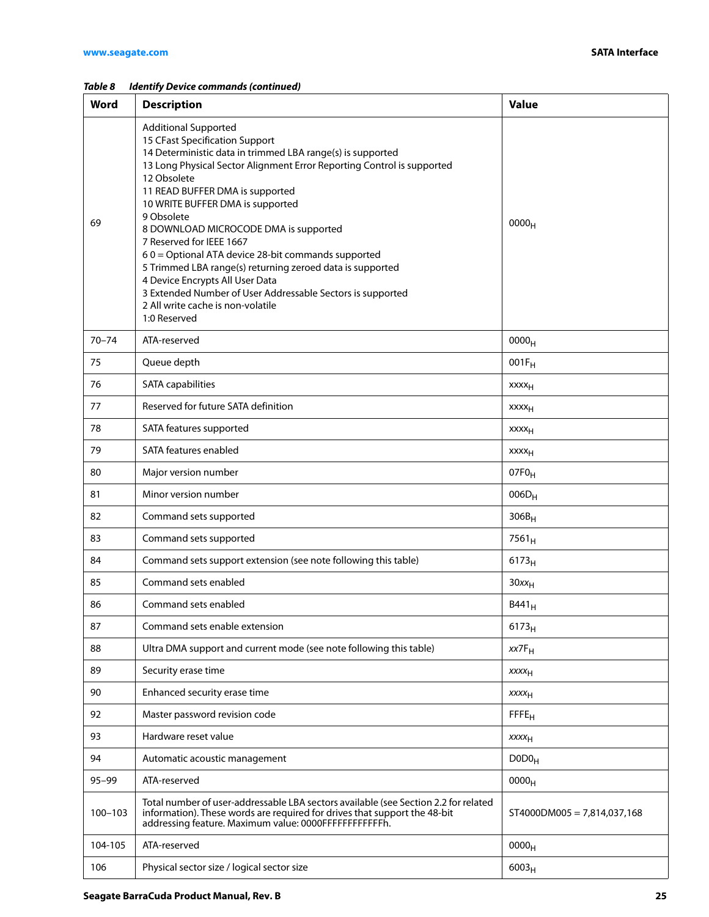*Table 8 Identify Device commands (continued)*

| Word | Description | Value |
|---|---|---|
| 69 | Additional Supported<br>15 CFast Specification Support<br>14 Deterministic data in trimmed LBA range(s) is supported<br>13 Long Physical Sector Alignment Error Reporting Control is supported<br>12 Obsolete<br>11 READ BUFFER DMA is supported<br>10 WRITE BUFFER DMA is supported<br>9 Obsolete<br>8 DOWNLOAD MICROCODE DMA is supported<br>7 Reserved for IEEE 1667<br>6 0 = Optional ATA device 28-bit commands supported<br>5 Trimmed LBA range(s) returning zeroed data is supported<br>4 Device Encrypts All User Data<br>3 Extended Number of User Addressable Sectors is supported<br>2 All write cache is non-volatile<br>1:0 Reserved | $0000_H$ |
| 70–74 | ATA-reserved | $0000_H$ |
| 75 | Queue depth | $001F_H$ |
| 76 | SATA capabilities | $xxxx_H$ |
| 77 | Reserved for future SATA definition | $xxxx_H$ |
| 78 | SATA features supported | $xxxx_H$ |
| 79 | SATA features enabled | $xxxx_H$ |
| 80 | Major version number | $07F0_H$ |
| 81 | Minor version number | $006D_H$ |
| 82 | Command sets supported | $306B_H$ |
| 83 | Command sets supported | $7561_H$ |
| 84 | Command sets support extension (see note following this table) | $6173_H$ |
| 85 | Command sets enabled | $30xx_H$ |
| 86 | Command sets enabled | $B441_H$ |
| 87 | Command sets enable extension | $6173_H$ |
| 88 | Ultra DMA support and current mode (see note following this table) | $xx7F_H$ |
| 89 | Security erase time | $xxxx_H$ |
| 90 | Enhanced security erase time | $xxxx_H$ |
| 92 | Master password revision code | $FFFE_H$ |
| 93 | Hardware reset value | $xxxx_H$ |
| 94 | Automatic acoustic management | $D0D0_H$ |
| 95–99 | ATA-reserved | $0000_H$ |
| 100–103 | Total number of user-addressable LBA sectors available (see Section 2.2 for related information). These words are required for drives that support the 48-bit addressing feature. Maximum value: 0000FFFFFFFFFFFFh. | ST4000DM005 = 7,814,037,168 |
| 104-105 | ATA-reserved | $0000_H$ |
| 106 | Physical sector size / logical sector size | $6003_H$ |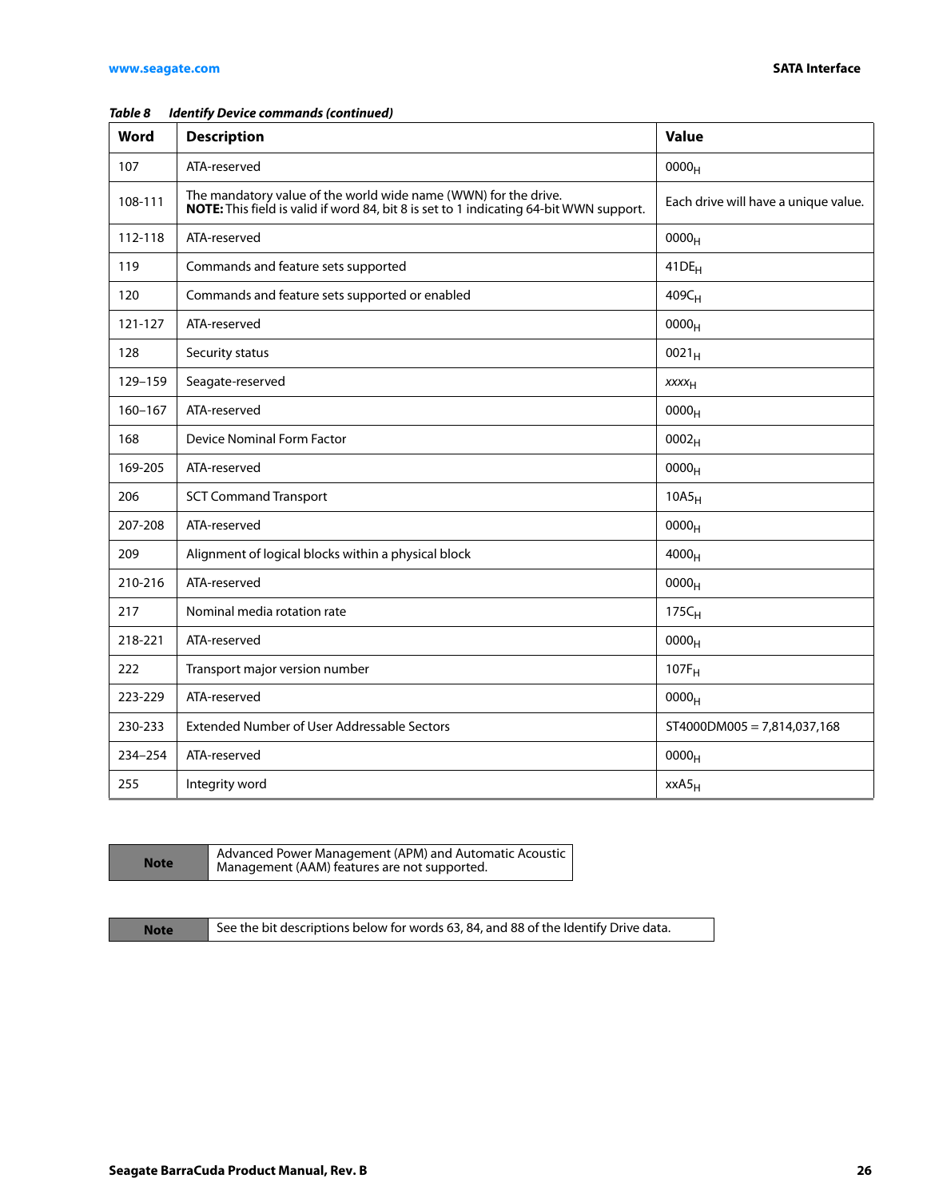*Table 8 Identify Device commands (continued)*

| Word | Description | Value |
|---|---|---|
| 107 | ATA-reserved | $0000_H$ |
| 108-111 | The mandatory value of the world wide name (WWN) for the drive.<br>**NOTE:** This field is valid if word 84, bit 8 is set to 1 indicating 64-bit WWN support. | Each drive will have a unique value. |
| 112-118 | ATA-reserved | $0000_H$ |
| 119 | Commands and feature sets supported | $41DE_H$ |
| 120 | Commands and feature sets supported or enabled | $409C_H$ |
| 121-127 | ATA-reserved | $0000_H$ |
| 128 | Security status | $0021_H$ |
| 129–159 | Seagate-reserved | $xxxx_H$ |
| 160–167 | ATA-reserved | $0000_H$ |
| 168 | Device Nominal Form Factor | $0002_H$ |
| 169-205 | ATA-reserved | $0000_H$ |
| 206 | SCT Command Transport | $10A5_H$ |
| 207-208 | ATA-reserved | $0000_H$ |
| 209 | Alignment of logical blocks within a physical block | $4000_H$ |
| 210-216 | ATA-reserved | $0000_H$ |
| 217 | Nominal media rotation rate | $175C_H$ |
| 218-221 | ATA-reserved | $0000_H$ |
| 222 | Transport major version number | $107F_H$ |
| 223-229 | ATA-reserved | $0000_H$ |
| 230-233 | Extended Number of User Addressable Sectors | ST4000DM005 = 7,814,037,168 |
| 234–254 | ATA-reserved | $0000_H$ |
| 255 | Integrity word | $xxA5_H$ |

| Note | Advanced Power Management (APM) and Automatic Acoustic Management (AAM) features are not supported. |
|---|---|

| Note | See the bit descriptions below for words 63, 84, and 88 of the Identify Drive data. |
|---|---|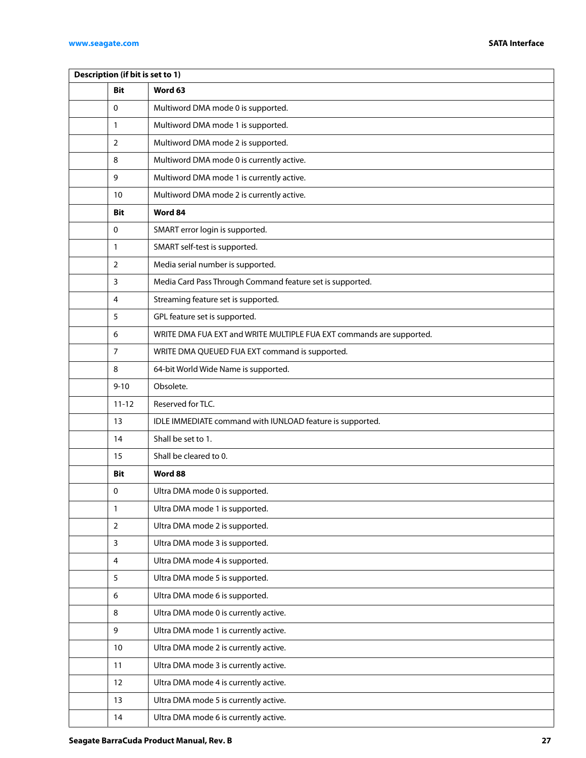| Description (if bit is set to 1) | | |
|---|---|---|
| | **Bit** | **Word 63** |
| | 0 | Multiword DMA mode 0 is supported. |
| | 1 | Multiword DMA mode 1 is supported. |
| | 2 | Multiword DMA mode 2 is supported. |
| | 8 | Multiword DMA mode 0 is currently active. |
| | 9 | Multiword DMA mode 1 is currently active. |
| | 10 | Multiword DMA mode 2 is currently active. |
| | **Bit** | **Word 84** |
| | 0 | SMART error login is supported. |
| | 1 | SMART self-test is supported. |
| | 2 | Media serial number is supported. |
| | 3 | Media Card Pass Through Command feature set is supported. |
| | 4 | Streaming feature set is supported. |
| | 5 | GPL feature set is supported. |
| | 6 | WRITE DMA FUA EXT and WRITE MULTIPLE FUA EXT commands are supported. |
| | 7 | WRITE DMA QUEUED FUA EXT command is supported. |
| | 8 | 64-bit World Wide Name is supported. |
| | 9-10 | Obsolete. |
| | 11-12 | Reserved for TLC. |
| | 13 | IDLE IMMEDIATE command with IUNLOAD feature is supported. |
| | 14 | Shall be set to 1. |
| | 15 | Shall be cleared to 0. |
| | **Bit** | **Word 88** |
| | 0 | Ultra DMA mode 0 is supported. |
| | 1 | Ultra DMA mode 1 is supported. |
| | 2 | Ultra DMA mode 2 is supported. |
| | 3 | Ultra DMA mode 3 is supported. |
| | 4 | Ultra DMA mode 4 is supported. |
| | 5 | Ultra DMA mode 5 is supported. |
| | 6 | Ultra DMA mode 6 is supported. |
| | 8 | Ultra DMA mode 0 is currently active. |
| | 9 | Ultra DMA mode 1 is currently active. |
| | 10 | Ultra DMA mode 2 is currently active. |
| | 11 | Ultra DMA mode 3 is currently active. |
| | 12 | Ultra DMA mode 4 is currently active. |
| | 13 | Ultra DMA mode 5 is currently active. |
| | 14 | Ultra DMA mode 6 is currently active. |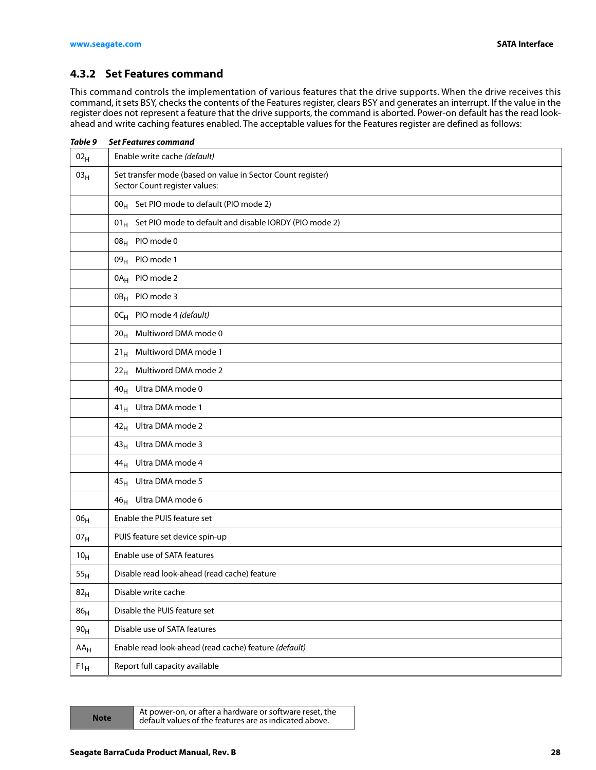### 4.3.2 Set Features command

This command controls the implementation of various features that the drive supports. When the drive receives this command, it sets BSY, checks the contents of the Features register, clears BSY and generates an interrupt. If the value in the register does not represent a feature that the drive supports, the command is aborted. Power-on default has the read look-ahead and write caching features enabled. The acceptable values for the Features register are defined as follows:

***Table 9 Set Features command***

| | |
|---|---|
| $02_H$ | Enable write cache *(default)* |
| $03_H$ | Set transfer mode (based on value in Sector Count register)<br>Sector Count register values: |
| | $00_H$ Set PIO mode to default (PIO mode 2) |
| | $01_H$ Set PIO mode to default and disable IORDY (PIO mode 2) |
| | $08_H$ PIO mode 0 |
| | $09_H$ PIO mode 1 |
| | $0A_H$ PIO mode 2 |
| | $0B_H$ PIO mode 3 |
| | $0C_H$ PIO mode 4 *(default)* |
| | $20_H$ Multiword DMA mode 0 |
| | $21_H$ Multiword DMA mode 1 |
| | $22_H$ Multiword DMA mode 2 |
| | $40_H$ Ultra DMA mode 0 |
| | $41_H$ Ultra DMA mode 1 |
| | $42_H$ Ultra DMA mode 2 |
| | $43_H$ Ultra DMA mode 3 |
| | $44_H$ Ultra DMA mode 4 |
| | $45_H$ Ultra DMA mode 5 |
| | $46_H$ Ultra DMA mode 6 |
| $06_H$ | Enable the PUIS feature set |
| $07_H$ | PUIS feature set device spin-up |
| $10_H$ | Enable use of SATA features |
| $55_H$ | Disable read look-ahead (read cache) feature |
| $82_H$ | Disable write cache |
| $86_H$ | Disable the PUIS feature set |
| $90_H$ | Disable use of SATA features |
| $AA_H$ | Enable read look-ahead (read cache) feature *(default)* |
| $F1_H$ | Report full capacity available |

| **Note** | At power-on, or after a hardware or software reset, the default values of the features are as indicated above. |
|---|---|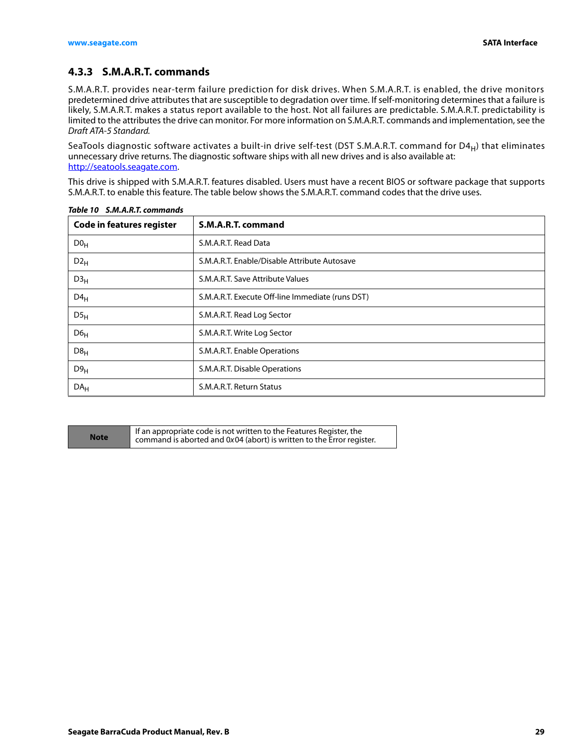### 4.3.3 S.M.A.R.T. commands

S.M.A.R.T. provides near-term failure prediction for disk drives. When S.M.A.R.T. is enabled, the drive monitors predetermined drive attributes that are susceptible to degradation over time. If self-monitoring determines that a failure is likely, S.M.A.R.T. makes a status report available to the host. Not all failures are predictable. S.M.A.R.T. predictability is limited to the attributes the drive can monitor. For more information on S.M.A.R.T. commands and implementation, see the *Draft ATA-5 Standard.*

SeaTools diagnostic software activates a built-in drive self-test (DST S.M.A.R.T. command for $D4_H$) that eliminates unnecessary drive returns. The diagnostic software ships with all new drives and is also available at: http://seatools.seagate.com.

This drive is shipped with S.M.A.R.T. features disabled. Users must have a recent BIOS or software package that supports S.M.A.R.T. to enable this feature. The table below shows the S.M.A.R.T. command codes that the drive uses.

***Table 10 S.M.A.R.T. commands***

| Code in features register | S.M.A.R.T. command |
|---|---|
| $D0_H$ | S.M.A.R.T. Read Data |
| $D2_H$ | S.M.A.R.T. Enable/Disable Attribute Autosave |
| $D3_H$ | S.M.A.R.T. Save Attribute Values |
| $D4_H$ | S.M.A.R.T. Execute Off-line Immediate (runs DST) |
| $D5_H$ | S.M.A.R.T. Read Log Sector |
| $D6_H$ | S.M.A.R.T. Write Log Sector |
| $D8_H$ | S.M.A.R.T. Enable Operations |
| $D9_H$ | S.M.A.R.T. Disable Operations |
| $DA_H$ | S.M.A.R.T. Return Status |

| Note | If an appropriate code is not written to the Features Register, the command is aborted and 0x04 (abort) is written to the Error register. |
|---|---|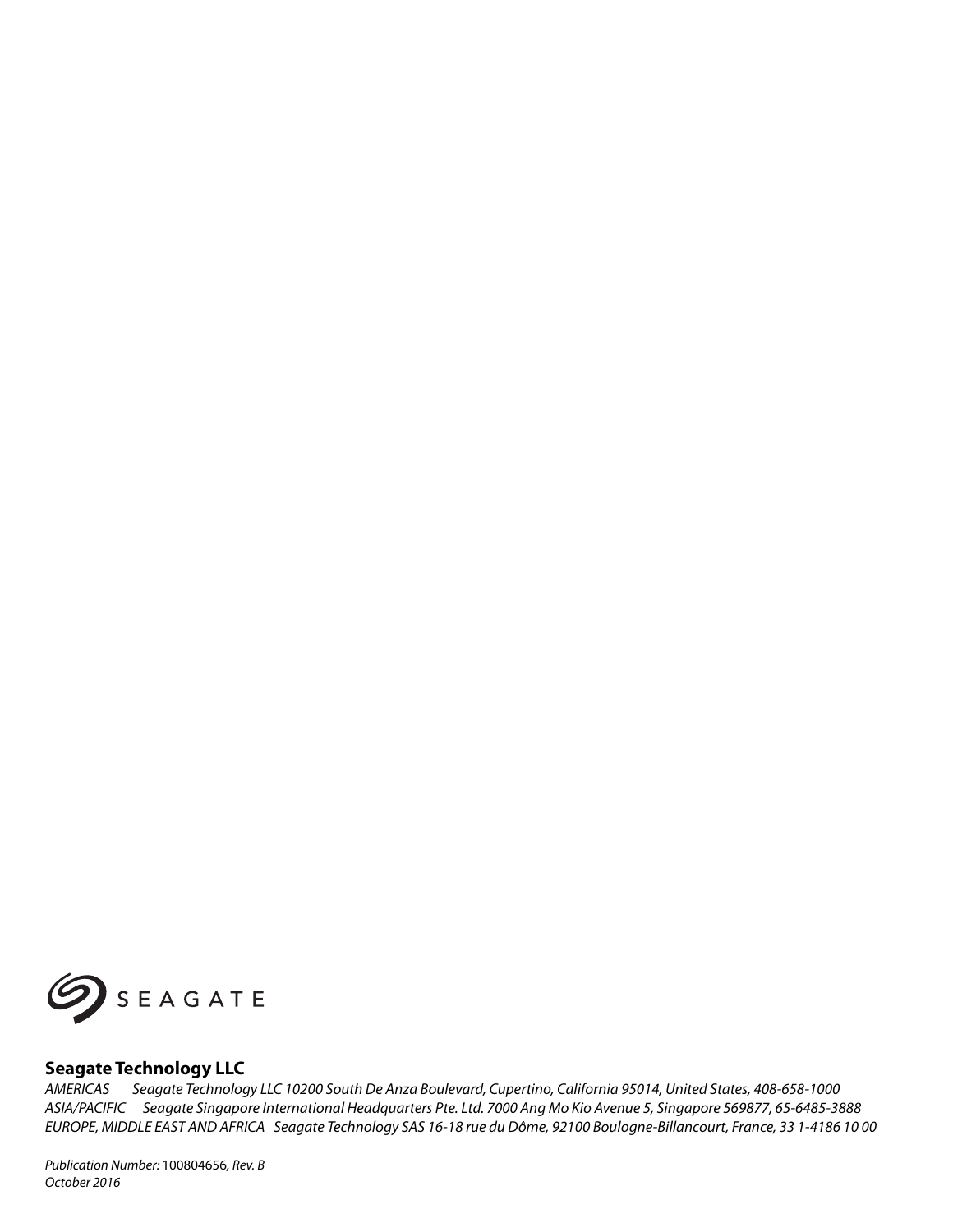SEAGATE

**Seagate Technology LLC**

*AMERICAS Seagate Technology LLC 10200 South De Anza Boulevard, Cupertino, California 95014, United States, 408-658-1000*
*ASIA/PACIFIC Seagate Singapore International Headquarters Pte. Ltd. 7000 Ang Mo Kio Avenue 5, Singapore 569877, 65-6485-3888*
*EUROPE, MIDDLE EAST AND AFRICA Seagate Technology SAS 16-18 rue du Dôme, 92100 Boulogne-Billancourt, France, 33 1-4186 10 00*

*Publication Number:* 100804656*, Rev. B*
*October 2016*